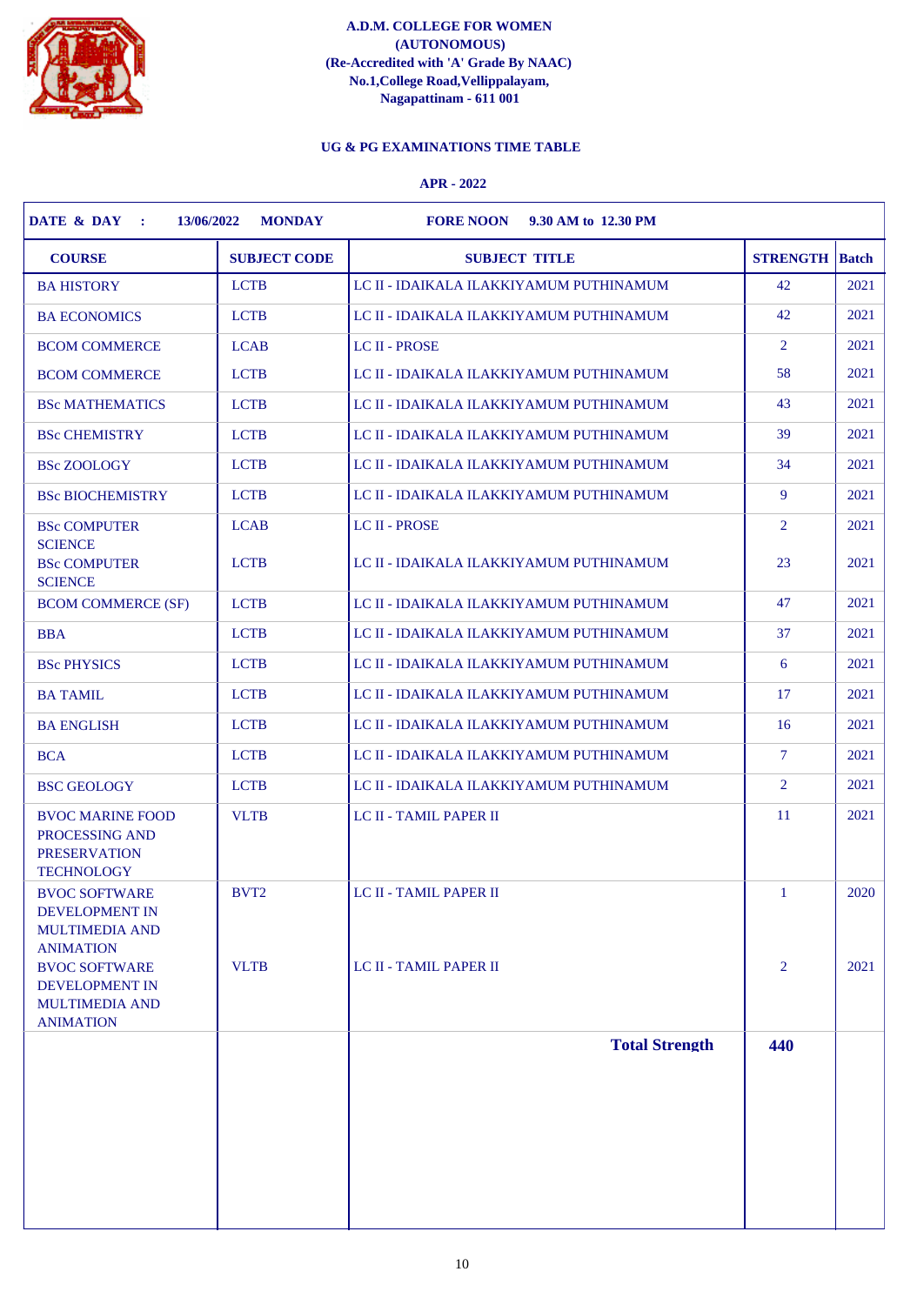**A.D.M. COLLEGE FOR WOMEN**
**(AUTONOMOUS)**
**(Re-Accredited with 'A' Grade By NAAC)**
**No.1,College Road,Vellippalayam,**
**Nagapattinam - 611 001**

**UG & PG EXAMINATIONS TIME TABLE**

**APR - 2022**

**DATE & DAY : 13/06/2022 MONDAY FORE NOON 9.30 AM to 12.30 PM**

| COURSE | SUBJECT CODE | SUBJECT TITLE | STRENGTH | Batch |
|---|---|---|---|---|
| BA HISTORY | LCTB | LC II - IDAIKALA ILAKKIYAMUM PUTHINAMUM | 42 | 2021 |
| BA ECONOMICS | LCTB | LC II - IDAIKALA ILAKKIYAMUM PUTHINAMUM | 42 | 2021 |
| BCOM COMMERCE | LCAB | LC II - PROSE | 2 | 2021 |
| BCOM COMMERCE | LCTB | LC II - IDAIKALA ILAKKIYAMUM PUTHINAMUM | 58 | 2021 |
| BSc MATHEMATICS | LCTB | LC II - IDAIKALA ILAKKIYAMUM PUTHINAMUM | 43 | 2021 |
| BSc CHEMISTRY | LCTB | LC II - IDAIKALA ILAKKIYAMUM PUTHINAMUM | 39 | 2021 |
| BSc ZOOLOGY | LCTB | LC II - IDAIKALA ILAKKIYAMUM PUTHINAMUM | 34 | 2021 |
| BSc BIOCHEMISTRY | LCTB | LC II - IDAIKALA ILAKKIYAMUM PUTHINAMUM | 9 | 2021 |
| BSc COMPUTER SCIENCE | LCAB | LC II - PROSE | 2 | 2021 |
| BSc COMPUTER SCIENCE | LCTB | LC II - IDAIKALA ILAKKIYAMUM PUTHINAMUM | 23 | 2021 |
| BCOM COMMERCE (SF) | LCTB | LC II - IDAIKALA ILAKKIYAMUM PUTHINAMUM | 47 | 2021 |
| BBA | LCTB | LC II - IDAIKALA ILAKKIYAMUM PUTHINAMUM | 37 | 2021 |
| BSc PHYSICS | LCTB | LC II - IDAIKALA ILAKKIYAMUM PUTHINAMUM | 6 | 2021 |
| BA TAMIL | LCTB | LC II - IDAIKALA ILAKKIYAMUM PUTHINAMUM | 17 | 2021 |
| BA ENGLISH | LCTB | LC II - IDAIKALA ILAKKIYAMUM PUTHINAMUM | 16 | 2021 |
| BCA | LCTB | LC II - IDAIKALA ILAKKIYAMUM PUTHINAMUM | 7 | 2021 |
| BSC GEOLOGY | LCTB | LC II - IDAIKALA ILAKKIYAMUM PUTHINAMUM | 2 | 2021 |
| BVOC MARINE FOOD PROCESSING AND PRESERVATION TECHNOLOGY | VLTB | LC II - TAMIL PAPER II | 11 | 2021 |
| BVOC SOFTWARE DEVELOPMENT IN MULTIMEDIA AND ANIMATION | BVT2 | LC II - TAMIL PAPER II | 1 | 2020 |
| BVOC SOFTWARE DEVELOPMENT IN MULTIMEDIA AND ANIMATION | VLTB | LC II - TAMIL PAPER II | 2 | 2021 |
| | | **Total Strength** | **440** | |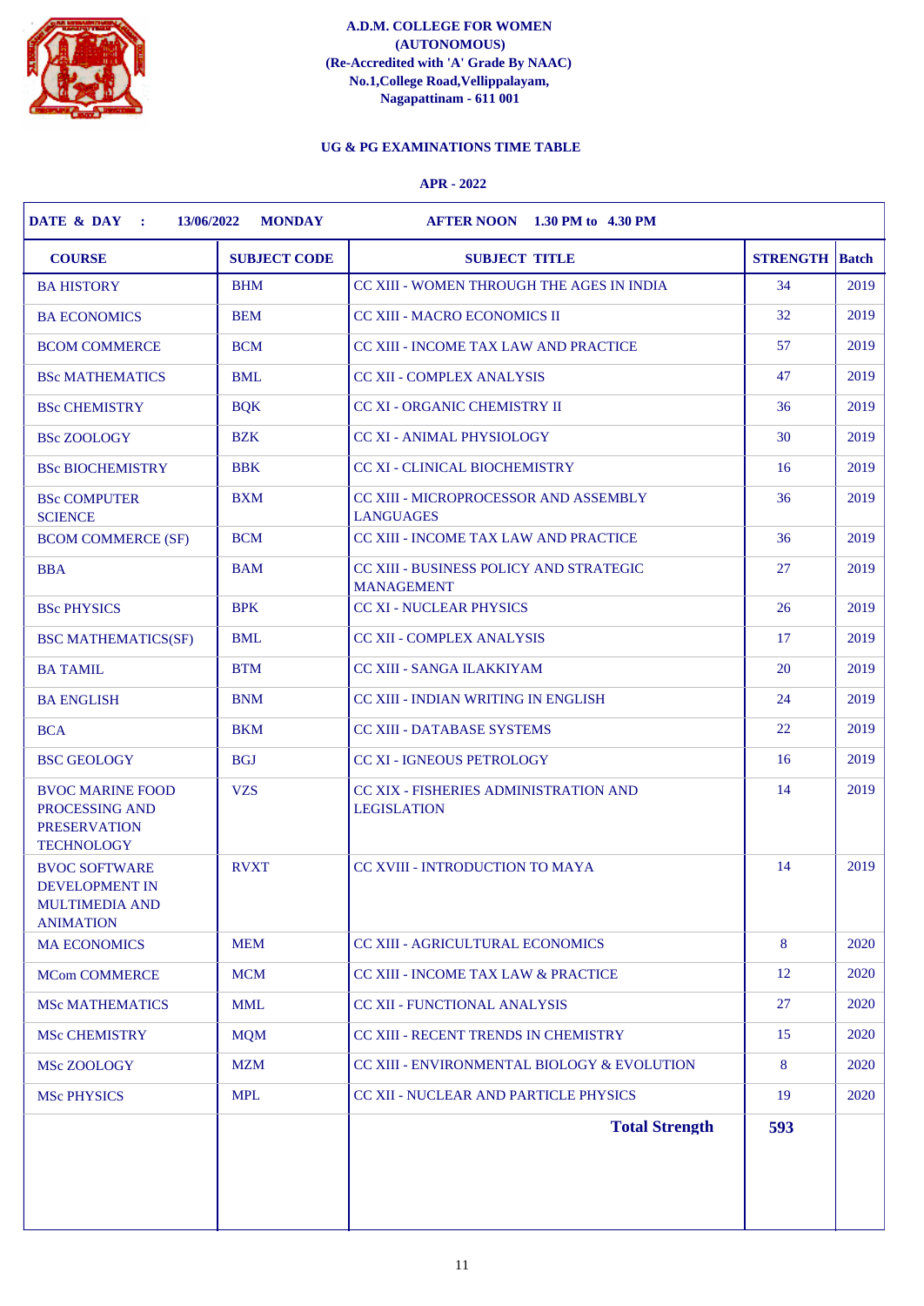**A.D.M. COLLEGE FOR WOMEN**
**(AUTONOMOUS)**
**(Re-Accredited with 'A' Grade By NAAC)**
**No.1,College Road,Vellippalayam,**
**Nagapattinam - 611 001**

**UG & PG EXAMINATIONS TIME TABLE**

**APR - 2022**

**DATE & DAY : 13/06/2022 MONDAY AFTER NOON 1.30 PM to 4.30 PM**

| COURSE | SUBJECT CODE | SUBJECT TITLE | STRENGTH | Batch |
|---|---|---|---|---|
| BA HISTORY | BHM | CC XIII - WOMEN THROUGH THE AGES IN INDIA | 34 | 2019 |
| BA ECONOMICS | BEM | CC XIII - MACRO ECONOMICS II | 32 | 2019 |
| BCOM COMMERCE | BCM | CC XIII - INCOME TAX LAW AND PRACTICE | 57 | 2019 |
| BSc MATHEMATICS | BML | CC XII - COMPLEX ANALYSIS | 47 | 2019 |
| BSc CHEMISTRY | BQK | CC XI - ORGANIC CHEMISTRY II | 36 | 2019 |
| BSc ZOOLOGY | BZK | CC XI - ANIMAL PHYSIOLOGY | 30 | 2019 |
| BSc BIOCHEMISTRY | BBK | CC XI - CLINICAL BIOCHEMISTRY | 16 | 2019 |
| BSc COMPUTER SCIENCE | BXM | CC XIII - MICROPROCESSOR AND ASSEMBLY LANGUAGES | 36 | 2019 |
| BCOM COMMERCE (SF) | BCM | CC XIII - INCOME TAX LAW AND PRACTICE | 36 | 2019 |
| BBA | BAM | CC XIII - BUSINESS POLICY AND STRATEGIC MANAGEMENT | 27 | 2019 |
| BSc PHYSICS | BPK | CC XI - NUCLEAR PHYSICS | 26 | 2019 |
| BSC MATHEMATICS(SF) | BML | CC XII - COMPLEX ANALYSIS | 17 | 2019 |
| BA TAMIL | BTM | CC XIII - SANGA ILAKKIYAM | 20 | 2019 |
| BA ENGLISH | BNM | CC XIII - INDIAN WRITING IN ENGLISH | 24 | 2019 |
| BCA | BKM | CC XIII - DATABASE SYSTEMS | 22 | 2019 |
| BSC GEOLOGY | BGJ | CC XI - IGNEOUS PETROLOGY | 16 | 2019 |
| BVOC MARINE FOOD PROCESSING AND PRESERVATION TECHNOLOGY | VZS | CC XIX - FISHERIES ADMINISTRATION AND LEGISLATION | 14 | 2019 |
| BVOC SOFTWARE DEVELOPMENT IN MULTIMEDIA AND ANIMATION | RVXT | CC XVIII - INTRODUCTION TO MAYA | 14 | 2019 |
| MA ECONOMICS | MEM | CC XIII - AGRICULTURAL ECONOMICS | 8 | 2020 |
| MCom COMMERCE | MCM | CC XIII - INCOME TAX LAW & PRACTICE | 12 | 2020 |
| MSc MATHEMATICS | MML | CC XII - FUNCTIONAL ANALYSIS | 27 | 2020 |
| MSc CHEMISTRY | MQM | CC XIII - RECENT TRENDS IN CHEMISTRY | 15 | 2020 |
| MSc ZOOLOGY | MZM | CC XIII - ENVIRONMENTAL BIOLOGY & EVOLUTION | 8 | 2020 |
| MSc PHYSICS | MPL | CC XII - NUCLEAR AND PARTICLE PHYSICS | 19 | 2020 |
| | | **Total Strength** | **593** | |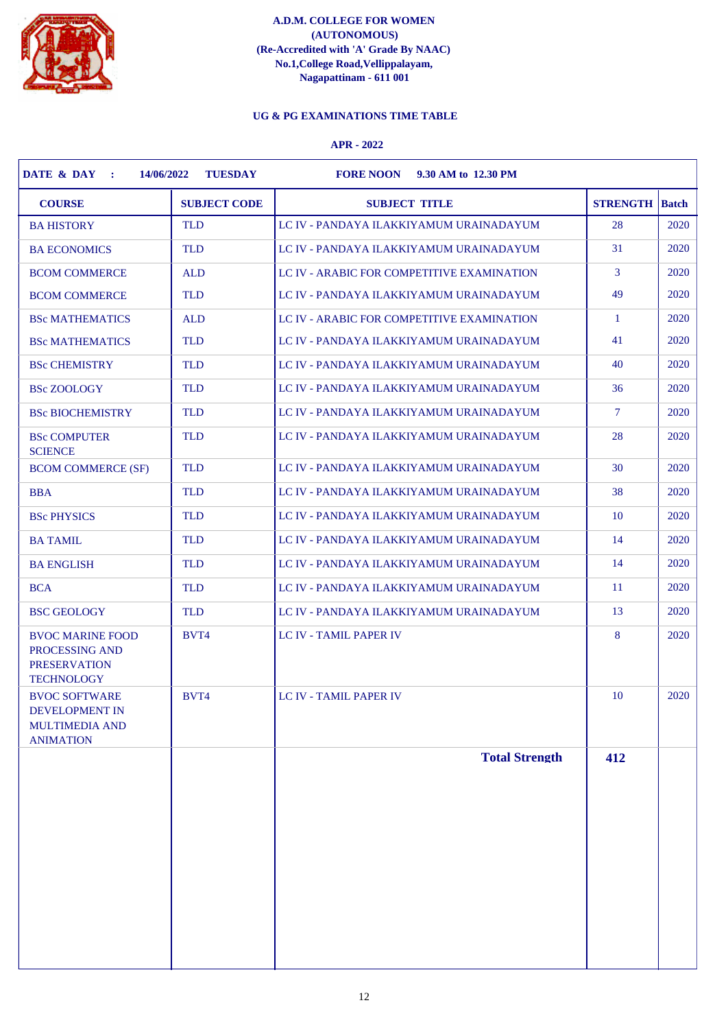**A.D.M. COLLEGE FOR WOMEN**
**(AUTONOMOUS)**
**(Re-Accredited with 'A' Grade By NAAC)**
**No.1,College Road,Vellippalayam,**
**Nagapattinam - 611 001**

**UG & PG EXAMINATIONS TIME TABLE**

**APR - 2022**

**DATE & DAY : 14/06/2022 TUESDAY FORE NOON 9.30 AM to 12.30 PM**

| COURSE | SUBJECT CODE | SUBJECT TITLE | STRENGTH | Batch |
|---|---|---|---|---|
| BA HISTORY | TLD | LC IV - PANDAYA ILAKKIYAMUM URAINADAYUM | 28 | 2020 |
| BA ECONOMICS | TLD | LC IV - PANDAYA ILAKKIYAMUM URAINADAYUM | 31 | 2020 |
| BCOM COMMERCE | ALD | LC IV - ARABIC FOR COMPETITIVE EXAMINATION | 3 | 2020 |
| BCOM COMMERCE | TLD | LC IV - PANDAYA ILAKKIYAMUM URAINADAYUM | 49 | 2020 |
| BSc MATHEMATICS | ALD | LC IV - ARABIC FOR COMPETITIVE EXAMINATION | 1 | 2020 |
| BSc MATHEMATICS | TLD | LC IV - PANDAYA ILAKKIYAMUM URAINADAYUM | 41 | 2020 |
| BSc CHEMISTRY | TLD | LC IV - PANDAYA ILAKKIYAMUM URAINADAYUM | 40 | 2020 |
| BSc ZOOLOGY | TLD | LC IV - PANDAYA ILAKKIYAMUM URAINADAYUM | 36 | 2020 |
| BSc BIOCHEMISTRY | TLD | LC IV - PANDAYA ILAKKIYAMUM URAINADAYUM | 7 | 2020 |
| BSc COMPUTER SCIENCE | TLD | LC IV - PANDAYA ILAKKIYAMUM URAINADAYUM | 28 | 2020 |
| BCOM COMMERCE (SF) | TLD | LC IV - PANDAYA ILAKKIYAMUM URAINADAYUM | 30 | 2020 |
| BBA | TLD | LC IV - PANDAYA ILAKKIYAMUM URAINADAYUM | 38 | 2020 |
| BSc PHYSICS | TLD | LC IV - PANDAYA ILAKKIYAMUM URAINADAYUM | 10 | 2020 |
| BA TAMIL | TLD | LC IV - PANDAYA ILAKKIYAMUM URAINADAYUM | 14 | 2020 |
| BA ENGLISH | TLD | LC IV - PANDAYA ILAKKIYAMUM URAINADAYUM | 14 | 2020 |
| BCA | TLD | LC IV - PANDAYA ILAKKIYAMUM URAINADAYUM | 11 | 2020 |
| BSC GEOLOGY | TLD | LC IV - PANDAYA ILAKKIYAMUM URAINADAYUM | 13 | 2020 |
| BVOC MARINE FOOD PROCESSING AND PRESERVATION TECHNOLOGY | BVT4 | LC IV - TAMIL PAPER IV | 8 | 2020 |
| BVOC SOFTWARE DEVELOPMENT IN MULTIMEDIA AND ANIMATION | BVT4 | LC IV - TAMIL PAPER IV | 10 | 2020 |
| | | **Total Strength** | **412** | |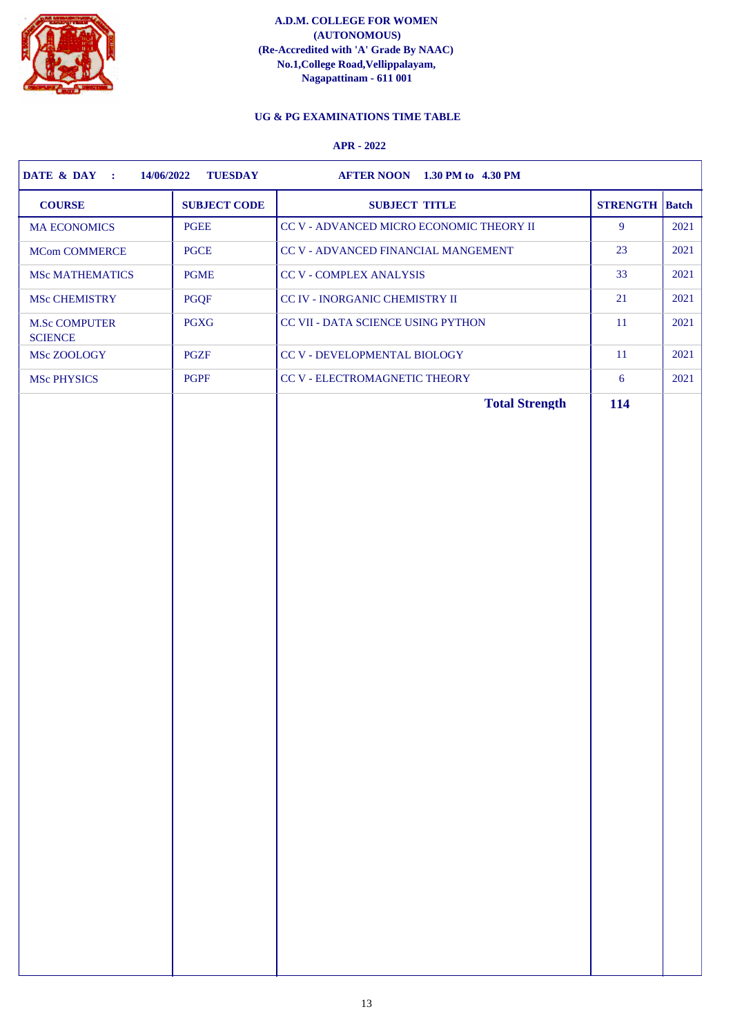**A.D.M. COLLEGE FOR WOMEN**
**(AUTONOMOUS)**
**(Re-Accredited with 'A' Grade By NAAC)**
**No.1,College Road,Vellippalayam,**
**Nagapattinam - 611 001**

**UG & PG EXAMINATIONS TIME TABLE**

**APR - 2022**

**DATE & DAY : 14/06/2022 TUESDAY AFTER NOON 1.30 PM to 4.30 PM**

| COURSE | SUBJECT CODE | SUBJECT TITLE | STRENGTH | Batch |
|---|---|---|---|---|
| MA ECONOMICS | PGEE | CC V - ADVANCED MICRO ECONOMIC THEORY II | 9 | 2021 |
| MCom COMMERCE | PGCE | CC V - ADVANCED FINANCIAL MANGEMENT | 23 | 2021 |
| MSc MATHEMATICS | PGME | CC V - COMPLEX ANALYSIS | 33 | 2021 |
| MSc CHEMISTRY | PGQF | CC IV - INORGANIC CHEMISTRY II | 21 | 2021 |
| M.Sc COMPUTER SCIENCE | PGXG | CC VII - DATA SCIENCE USING PYTHON | 11 | 2021 |
| MSc ZOOLOGY | PGZF | CC V - DEVELOPMENTAL BIOLOGY | 11 | 2021 |
| MSc PHYSICS | PGPF | CC V - ELECTROMAGNETIC THEORY | 6 | 2021 |
| | | **Total Strength** | **114** | |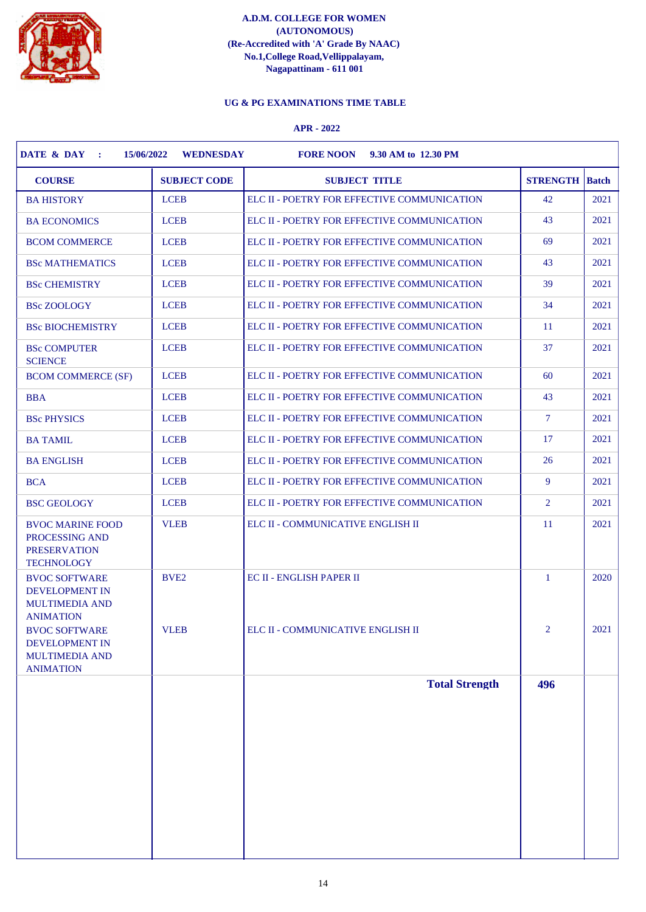**A.D.M. COLLEGE FOR WOMEN**
**(AUTONOMOUS)**
**(Re-Accredited with 'A' Grade By NAAC)**
**No.1,College Road,Vellippalayam,**
**Nagapattinam - 611 001**

**UG & PG EXAMINATIONS TIME TABLE**

**APR - 2022**

**DATE & DAY : 15/06/2022 WEDNESDAY FORE NOON 9.30 AM to 12.30 PM**

| COURSE | SUBJECT CODE | SUBJECT TITLE | STRENGTH | Batch |
|---|---|---|---|---|
| BA HISTORY | LCEB | ELC II - POETRY FOR EFFECTIVE COMMUNICATION | 42 | 2021 |
| BA ECONOMICS | LCEB | ELC II - POETRY FOR EFFECTIVE COMMUNICATION | 43 | 2021 |
| BCOM COMMERCE | LCEB | ELC II - POETRY FOR EFFECTIVE COMMUNICATION | 69 | 2021 |
| BSc MATHEMATICS | LCEB | ELC II - POETRY FOR EFFECTIVE COMMUNICATION | 43 | 2021 |
| BSc CHEMISTRY | LCEB | ELC II - POETRY FOR EFFECTIVE COMMUNICATION | 39 | 2021 |
| BSc ZOOLOGY | LCEB | ELC II - POETRY FOR EFFECTIVE COMMUNICATION | 34 | 2021 |
| BSc BIOCHEMISTRY | LCEB | ELC II - POETRY FOR EFFECTIVE COMMUNICATION | 11 | 2021 |
| BSc COMPUTER SCIENCE | LCEB | ELC II - POETRY FOR EFFECTIVE COMMUNICATION | 37 | 2021 |
| BCOM COMMERCE (SF) | LCEB | ELC II - POETRY FOR EFFECTIVE COMMUNICATION | 60 | 2021 |
| BBA | LCEB | ELC II - POETRY FOR EFFECTIVE COMMUNICATION | 43 | 2021 |
| BSc PHYSICS | LCEB | ELC II - POETRY FOR EFFECTIVE COMMUNICATION | 7 | 2021 |
| BA TAMIL | LCEB | ELC II - POETRY FOR EFFECTIVE COMMUNICATION | 17 | 2021 |
| BA ENGLISH | LCEB | ELC II - POETRY FOR EFFECTIVE COMMUNICATION | 26 | 2021 |
| BCA | LCEB | ELC II - POETRY FOR EFFECTIVE COMMUNICATION | 9 | 2021 |
| BSC GEOLOGY | LCEB | ELC II - POETRY FOR EFFECTIVE COMMUNICATION | 2 | 2021 |
| BVOC MARINE FOOD PROCESSING AND PRESERVATION TECHNOLOGY | VLEB | ELC II - COMMUNICATIVE ENGLISH II | 11 | 2021 |
| BVOC SOFTWARE DEVELOPMENT IN MULTIMEDIA AND ANIMATION | BVE2 | EC II - ENGLISH PAPER II | 1 | 2020 |
| BVOC SOFTWARE DEVELOPMENT IN MULTIMEDIA AND ANIMATION | VLEB | ELC II - COMMUNICATIVE ENGLISH II | 2 | 2021 |
| | | **Total Strength** | **496** | |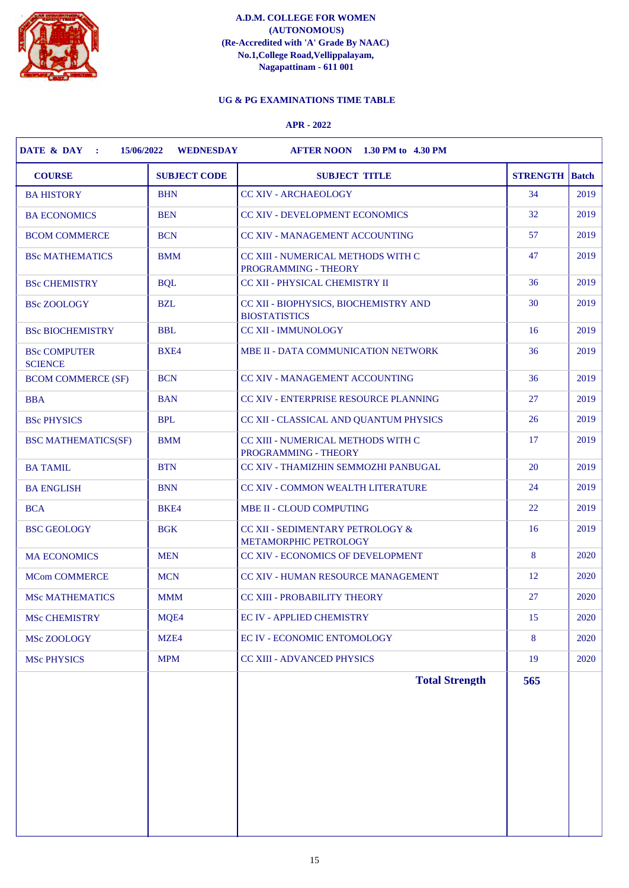**A.D.M. COLLEGE FOR WOMEN**
**(AUTONOMOUS)**
**(Re-Accredited with 'A' Grade By NAAC)**
**No.1,College Road,Vellippalayam,**
**Nagapattinam - 611 001**

**UG & PG EXAMINATIONS TIME TABLE**

**APR - 2022**

**DATE & DAY : 15/06/2022 WEDNESDAY AFTER NOON 1.30 PM to 4.30 PM**

| COURSE | SUBJECT CODE | SUBJECT TITLE | STRENGTH | Batch |
|---|---|---|---|---|
| BA HISTORY | BHN | CC XIV - ARCHAEOLOGY | 34 | 2019 |
| BA ECONOMICS | BEN | CC XIV - DEVELOPMENT ECONOMICS | 32 | 2019 |
| BCOM COMMERCE | BCN | CC XIV - MANAGEMENT ACCOUNTING | 57 | 2019 |
| BSc MATHEMATICS | BMM | CC XIII - NUMERICAL METHODS WITH C PROGRAMMING - THEORY | 47 | 2019 |
| BSc CHEMISTRY | BQL | CC XII - PHYSICAL CHEMISTRY II | 36 | 2019 |
| BSc ZOOLOGY | BZL | CC XII - BIOPHYSICS, BIOCHEMISTRY AND BIOSTATISTICS | 30 | 2019 |
| BSc BIOCHEMISTRY | BBL | CC XII - IMMUNOLOGY | 16 | 2019 |
| BSc COMPUTER SCIENCE | BXE4 | MBE II - DATA COMMUNICATION NETWORK | 36 | 2019 |
| BCOM COMMERCE (SF) | BCN | CC XIV - MANAGEMENT ACCOUNTING | 36 | 2019 |
| BBA | BAN | CC XIV - ENTERPRISE RESOURCE PLANNING | 27 | 2019 |
| BSc PHYSICS | BPL | CC XII - CLASSICAL AND QUANTUM PHYSICS | 26 | 2019 |
| BSC MATHEMATICS(SF) | BMM | CC XIII - NUMERICAL METHODS WITH C PROGRAMMING - THEORY | 17 | 2019 |
| BA TAMIL | BTN | CC XIV - THAMIZHIN SEMMOZHI PANBUGAL | 20 | 2019 |
| BA ENGLISH | BNN | CC XIV - COMMON WEALTH LITERATURE | 24 | 2019 |
| BCA | BKE4 | MBE II - CLOUD COMPUTING | 22 | 2019 |
| BSC GEOLOGY | BGK | CC XII - SEDIMENTARY PETROLOGY & METAMORPHIC PETROLOGY | 16 | 2019 |
| MA ECONOMICS | MEN | CC XIV - ECONOMICS OF DEVELOPMENT | 8 | 2020 |
| MCom COMMERCE | MCN | CC XIV - HUMAN RESOURCE MANAGEMENT | 12 | 2020 |
| MSc MATHEMATICS | MMM | CC XIII - PROBABILITY THEORY | 27 | 2020 |
| MSc CHEMISTRY | MQE4 | EC IV - APPLIED CHEMISTRY | 15 | 2020 |
| MSc ZOOLOGY | MZE4 | EC IV - ECONOMIC ENTOMOLOGY | 8 | 2020 |
| MSc PHYSICS | MPM | CC XIII - ADVANCED PHYSICS | 19 | 2020 |
| | | **Total Strength** | **565** | |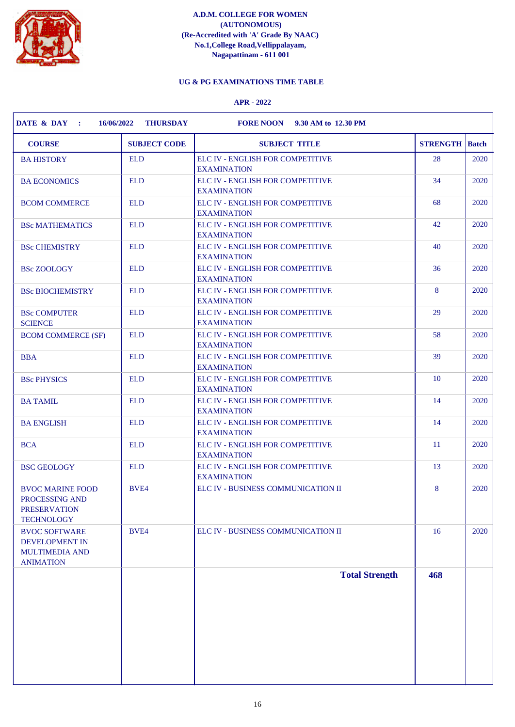**A.D.M. COLLEGE FOR WOMEN**
**(AUTONOMOUS)**
**(Re-Accredited with 'A' Grade By NAAC)**
**No.1,College Road,Vellippalayam,**
**Nagapattinam - 611 001**

**UG & PG EXAMINATIONS TIME TABLE**

**APR - 2022**

**DATE & DAY : 16/06/2022 THURSDAY FORE NOON 9.30 AM to 12.30 PM**

| COURSE | SUBJECT CODE | SUBJECT TITLE | STRENGTH | Batch |
|---|---|---|---|---|
| BA HISTORY | ELD | ELC IV - ENGLISH FOR COMPETITIVE EXAMINATION | 28 | 2020 |
| BA ECONOMICS | ELD | ELC IV - ENGLISH FOR COMPETITIVE EXAMINATION | 34 | 2020 |
| BCOM COMMERCE | ELD | ELC IV - ENGLISH FOR COMPETITIVE EXAMINATION | 68 | 2020 |
| BSc MATHEMATICS | ELD | ELC IV - ENGLISH FOR COMPETITIVE EXAMINATION | 42 | 2020 |
| BSc CHEMISTRY | ELD | ELC IV - ENGLISH FOR COMPETITIVE EXAMINATION | 40 | 2020 |
| BSc ZOOLOGY | ELD | ELC IV - ENGLISH FOR COMPETITIVE EXAMINATION | 36 | 2020 |
| BSc BIOCHEMISTRY | ELD | ELC IV - ENGLISH FOR COMPETITIVE EXAMINATION | 8 | 2020 |
| BSc COMPUTER SCIENCE | ELD | ELC IV - ENGLISH FOR COMPETITIVE EXAMINATION | 29 | 2020 |
| BCOM COMMERCE (SF) | ELD | ELC IV - ENGLISH FOR COMPETITIVE EXAMINATION | 58 | 2020 |
| BBA | ELD | ELC IV - ENGLISH FOR COMPETITIVE EXAMINATION | 39 | 2020 |
| BSc PHYSICS | ELD | ELC IV - ENGLISH FOR COMPETITIVE EXAMINATION | 10 | 2020 |
| BA TAMIL | ELD | ELC IV - ENGLISH FOR COMPETITIVE EXAMINATION | 14 | 2020 |
| BA ENGLISH | ELD | ELC IV - ENGLISH FOR COMPETITIVE EXAMINATION | 14 | 2020 |
| BCA | ELD | ELC IV - ENGLISH FOR COMPETITIVE EXAMINATION | 11 | 2020 |
| BSC GEOLOGY | ELD | ELC IV - ENGLISH FOR COMPETITIVE EXAMINATION | 13 | 2020 |
| BVOC MARINE FOOD PROCESSING AND PRESERVATION TECHNOLOGY | BVE4 | ELC IV - BUSINESS COMMUNICATION II | 8 | 2020 |
| BVOC SOFTWARE DEVELOPMENT IN MULTIMEDIA AND ANIMATION | BVE4 | ELC IV - BUSINESS COMMUNICATION II | 16 | 2020 |
| | | **Total Strength** | **468** | |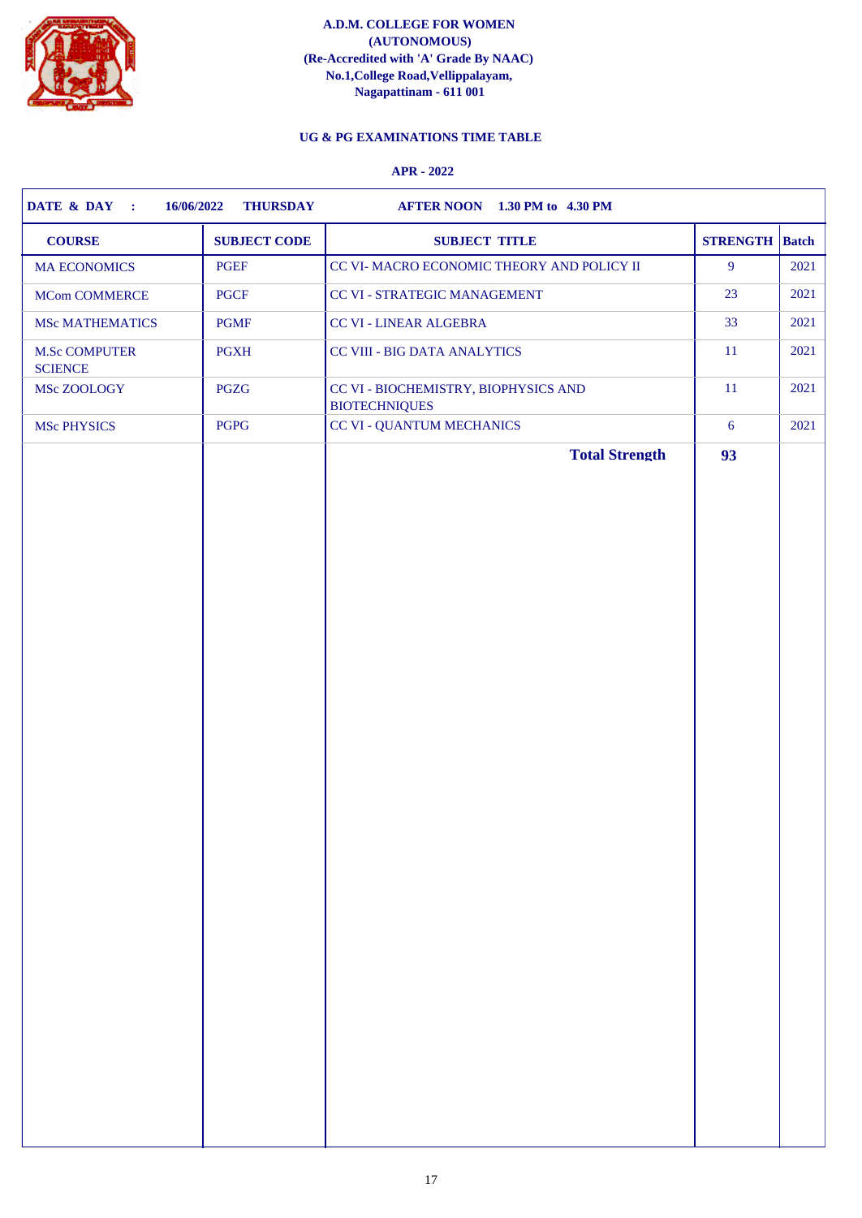**A.D.M. COLLEGE FOR WOMEN**
**(AUTONOMOUS)**
**(Re-Accredited with 'A' Grade By NAAC)**
**No.1,College Road,Vellippalayam,**
**Nagapattinam - 611 001**

## UG & PG EXAMINATIONS TIME TABLE

**APR - 2022**

**DATE & DAY : 16/06/2022 THURSDAY AFTER NOON 1.30 PM to 4.30 PM**

| COURSE | SUBJECT CODE | SUBJECT TITLE | STRENGTH | Batch |
|---|---|---|---|---|
| MA ECONOMICS | PGEF | CC VI- MACRO ECONOMIC THEORY AND POLICY II | 9 | 2021 |
| MCom COMMERCE | PGCF | CC VI - STRATEGIC MANAGEMENT | 23 | 2021 |
| MSc MATHEMATICS | PGMF | CC VI - LINEAR ALGEBRA | 33 | 2021 |
| M.Sc COMPUTER SCIENCE | PGXH | CC VIII - BIG DATA ANALYTICS | 11 | 2021 |
| MSc ZOOLOGY | PGZG | CC VI - BIOCHEMISTRY, BIOPHYSICS AND BIOTECHNIQUES | 11 | 2021 |
| MSc PHYSICS | PGPG | CC VI - QUANTUM MECHANICS | 6 | 2021 |
| | | **Total Strength** | **93** | |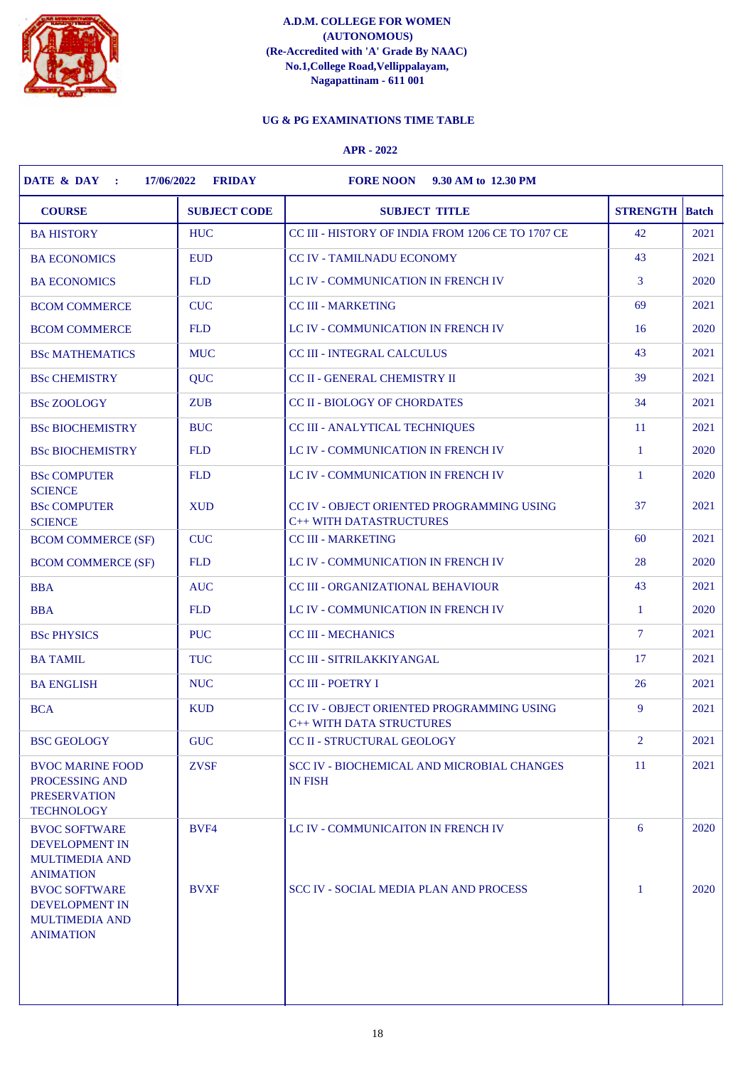**A.D.M. COLLEGE FOR WOMEN**
**(AUTONOMOUS)**
**(Re-Accredited with 'A' Grade By NAAC)**
**No.1,College Road,Vellippalayam,**
**Nagapattinam - 611 001**

**UG & PG EXAMINATIONS TIME TABLE**

**APR - 2022**

**DATE & DAY : 17/06/2022 FRIDAY FORE NOON 9.30 AM to 12.30 PM**

| COURSE | SUBJECT CODE | SUBJECT TITLE | STRENGTH | Batch |
|---|---|---|---|---|
| BA HISTORY | HUC | CC III - HISTORY OF INDIA FROM 1206 CE TO 1707 CE | 42 | 2021 |
| BA ECONOMICS | EUD | CC IV - TAMILNADU ECONOMY | 43 | 2021 |
| BA ECONOMICS | FLD | LC IV - COMMUNICATION IN FRENCH IV | 3 | 2020 |
| BCOM COMMERCE | CUC | CC III - MARKETING | 69 | 2021 |
| BCOM COMMERCE | FLD | LC IV - COMMUNICATION IN FRENCH IV | 16 | 2020 |
| BSc MATHEMATICS | MUC | CC III - INTEGRAL CALCULUS | 43 | 2021 |
| BSc CHEMISTRY | QUC | CC II - GENERAL CHEMISTRY II | 39 | 2021 |
| BSc ZOOLOGY | ZUB | CC II - BIOLOGY OF CHORDATES | 34 | 2021 |
| BSc BIOCHEMISTRY | BUC | CC III - ANALYTICAL TECHNIQUES | 11 | 2021 |
| BSc BIOCHEMISTRY | FLD | LC IV - COMMUNICATION IN FRENCH IV | 1 | 2020 |
| BSc COMPUTER SCIENCE | FLD | LC IV - COMMUNICATION IN FRENCH IV | 1 | 2020 |
| BSc COMPUTER SCIENCE | XUD | CC IV - OBJECT ORIENTED PROGRAMMING USING C++ WITH DATASTRUCTURES | 37 | 2021 |
| BCOM COMMERCE (SF) | CUC | CC III - MARKETING | 60 | 2021 |
| BCOM COMMERCE (SF) | FLD | LC IV - COMMUNICATION IN FRENCH IV | 28 | 2020 |
| BBA | AUC | CC III - ORGANIZATIONAL BEHAVIOUR | 43 | 2021 |
| BBA | FLD | LC IV - COMMUNICATION IN FRENCH IV | 1 | 2020 |
| BSc PHYSICS | PUC | CC III - MECHANICS | 7 | 2021 |
| BA TAMIL | TUC | CC III - SITRILAKKIYANGAL | 17 | 2021 |
| BA ENGLISH | NUC | CC III - POETRY I | 26 | 2021 |
| BCA | KUD | CC IV - OBJECT ORIENTED PROGRAMMING USING C++ WITH DATA STRUCTURES | 9 | 2021 |
| BSC GEOLOGY | GUC | CC II - STRUCTURAL GEOLOGY | 2 | 2021 |
| BVOC MARINE FOOD PROCESSING AND PRESERVATION TECHNOLOGY | ZVSF | SCC IV - BIOCHEMICAL AND MICROBIAL CHANGES IN FISH | 11 | 2021 |
| BVOC SOFTWARE DEVELOPMENT IN MULTIMEDIA AND ANIMATION | BVF4 | LC IV - COMMUNICAITON IN FRENCH IV | 6 | 2020 |
| BVOC SOFTWARE DEVELOPMENT IN MULTIMEDIA AND ANIMATION | BVXF | SCC IV - SOCIAL MEDIA PLAN AND PROCESS | 1 | 2020 |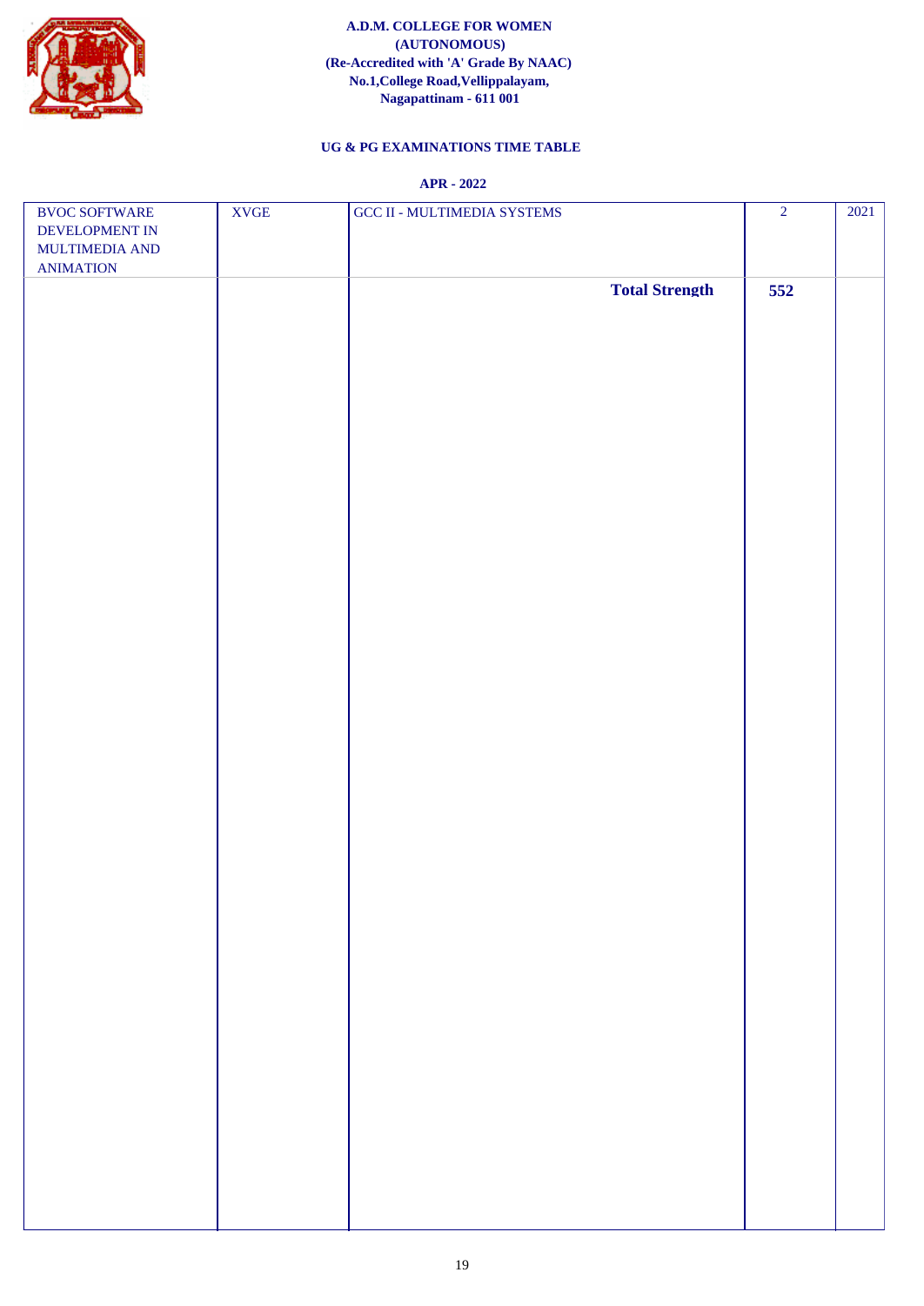**A.D.M. COLLEGE FOR WOMEN**
**(AUTONOMOUS)**
**(Re-Accredited with 'A' Grade By NAAC)**
**No.1,College Road,Vellippalayam,**
**Nagapattinam - 611 001**

**UG & PG EXAMINATIONS TIME TABLE**

**APR - 2022**

| | | | | |
|---|---|---|---|---|
| BVOC SOFTWARE DEVELOPMENT IN MULTIMEDIA AND ANIMATION | XVGE | GCC II - MULTIMEDIA SYSTEMS | 2 | 2021 |
| | | **Total Strength** | **552** | |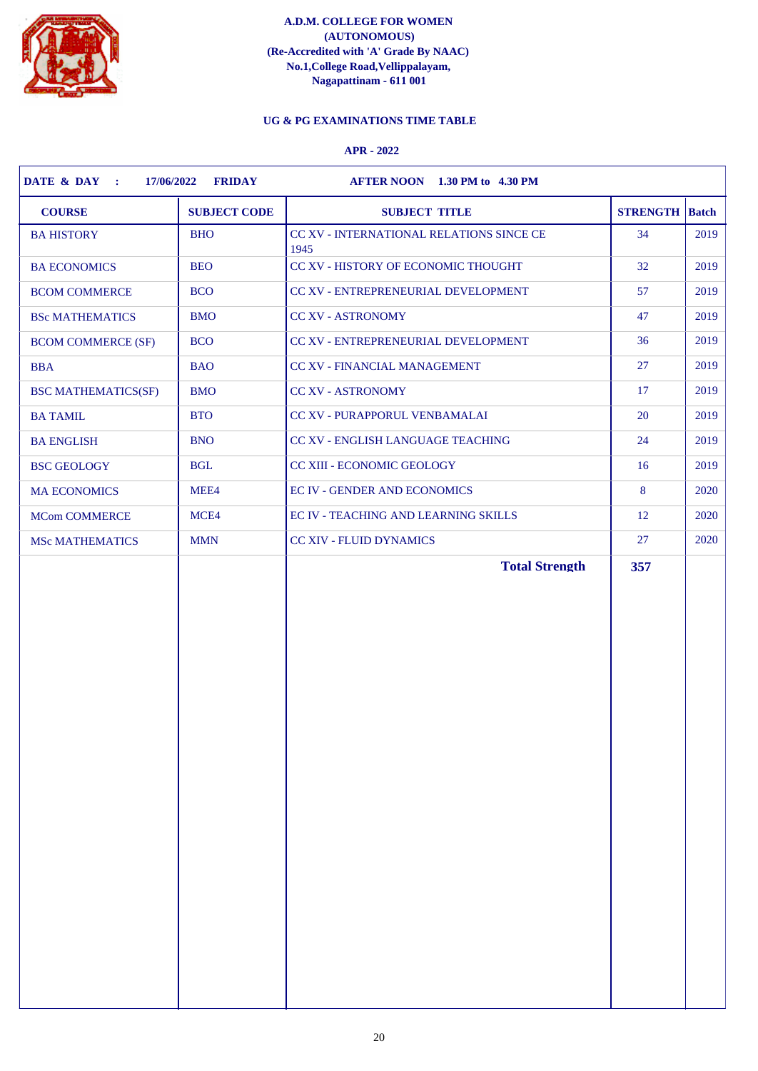**A.D.M. COLLEGE FOR WOMEN**
**(AUTONOMOUS)**
**(Re-Accredited with 'A' Grade By NAAC)**
**No.1,College Road,Vellippalayam,**
**Nagapattinam - 611 001**

**UG & PG EXAMINATIONS TIME TABLE**

**APR - 2022**

**DATE & DAY : 17/06/2022 FRIDAY** | **AFTER NOON 1.30 PM to 4.30 PM**

| COURSE | SUBJECT CODE | SUBJECT TITLE | STRENGTH | Batch |
|---|---|---|---|---|
| BA HISTORY | BHO | CC XV - INTERNATIONAL RELATIONS SINCE CE 1945 | 34 | 2019 |
| BA ECONOMICS | BEO | CC XV - HISTORY OF ECONOMIC THOUGHT | 32 | 2019 |
| BCOM COMMERCE | BCO | CC XV - ENTREPRENEURIAL DEVELOPMENT | 57 | 2019 |
| BSc MATHEMATICS | BMO | CC XV - ASTRONOMY | 47 | 2019 |
| BCOM COMMERCE (SF) | BCO | CC XV - ENTREPRENEURIAL DEVELOPMENT | 36 | 2019 |
| BBA | BAO | CC XV - FINANCIAL MANAGEMENT | 27 | 2019 |
| BSC MATHEMATICS(SF) | BMO | CC XV - ASTRONOMY | 17 | 2019 |
| BA TAMIL | BTO | CC XV - PURAPPORUL VENBAMALAI | 20 | 2019 |
| BA ENGLISH | BNO | CC XV - ENGLISH LANGUAGE TEACHING | 24 | 2019 |
| BSC GEOLOGY | BGL | CC XIII - ECONOMIC GEOLOGY | 16 | 2019 |
| MA ECONOMICS | MEE4 | EC IV - GENDER AND ECONOMICS | 8 | 2020 |
| MCom COMMERCE | MCE4 | EC IV - TEACHING AND LEARNING SKILLS | 12 | 2020 |
| MSc MATHEMATICS | MMN | CC XIV - FLUID DYNAMICS | 27 | 2020 |
| | | **Total Strength** | **357** | |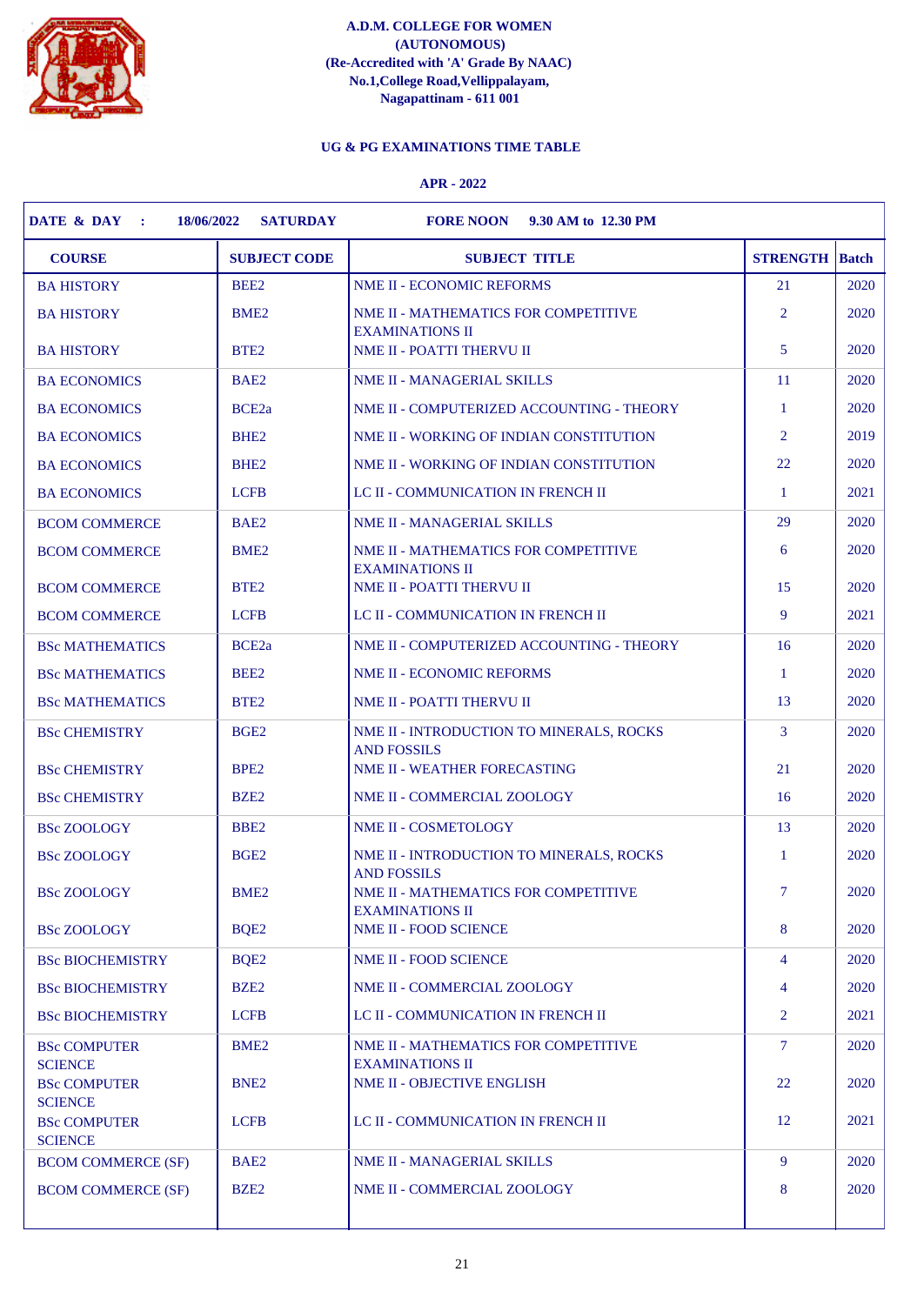**A.D.M. COLLEGE FOR WOMEN**
**(AUTONOMOUS)**
**(Re-Accredited with 'A' Grade By NAAC)**
**No.1,College Road,Vellippalayam,**
**Nagapattinam - 611 001**

**UG & PG EXAMINATIONS TIME TABLE**

**APR - 2022**

**DATE & DAY : 18/06/2022 SATURDAY FORE NOON 9.30 AM to 12.30 PM**

| COURSE | SUBJECT CODE | SUBJECT TITLE | STRENGTH | Batch |
|---|---|---|---|---|
| BA HISTORY | BEE2 | NME II - ECONOMIC REFORMS | 21 | 2020 |
| BA HISTORY | BME2 | NME II - MATHEMATICS FOR COMPETITIVE EXAMINATIONS II | 2 | 2020 |
| BA HISTORY | BTE2 | NME II - POATTI THERVU II | 5 | 2020 |
| BA ECONOMICS | BAE2 | NME II - MANAGERIAL SKILLS | 11 | 2020 |
| BA ECONOMICS | BCE2a | NME II - COMPUTERIZED ACCOUNTING - THEORY | 1 | 2020 |
| BA ECONOMICS | BHE2 | NME II - WORKING OF INDIAN CONSTITUTION | 2 | 2019 |
| BA ECONOMICS | BHE2 | NME II - WORKING OF INDIAN CONSTITUTION | 22 | 2020 |
| BA ECONOMICS | LCFB | LC II - COMMUNICATION IN FRENCH II | 1 | 2021 |
| BCOM COMMERCE | BAE2 | NME II - MANAGERIAL SKILLS | 29 | 2020 |
| BCOM COMMERCE | BME2 | NME II - MATHEMATICS FOR COMPETITIVE EXAMINATIONS II | 6 | 2020 |
| BCOM COMMERCE | BTE2 | NME II - POATTI THERVU II | 15 | 2020 |
| BCOM COMMERCE | LCFB | LC II - COMMUNICATION IN FRENCH II | 9 | 2021 |
| BSc MATHEMATICS | BCE2a | NME II - COMPUTERIZED ACCOUNTING - THEORY | 16 | 2020 |
| BSc MATHEMATICS | BEE2 | NME II - ECONOMIC REFORMS | 1 | 2020 |
| BSc MATHEMATICS | BTE2 | NME II - POATTI THERVU II | 13 | 2020 |
| BSc CHEMISTRY | BGE2 | NME II - INTRODUCTION TO MINERALS, ROCKS AND FOSSILS | 3 | 2020 |
| BSc CHEMISTRY | BPE2 | NME II - WEATHER FORECASTING | 21 | 2020 |
| BSc CHEMISTRY | BZE2 | NME II - COMMERCIAL ZOOLOGY | 16 | 2020 |
| BSc ZOOLOGY | BBE2 | NME II - COSMETOLOGY | 13 | 2020 |
| BSc ZOOLOGY | BGE2 | NME II - INTRODUCTION TO MINERALS, ROCKS AND FOSSILS | 1 | 2020 |
| BSc ZOOLOGY | BME2 | NME II - MATHEMATICS FOR COMPETITIVE EXAMINATIONS II | 7 | 2020 |
| BSc ZOOLOGY | BQE2 | NME II - FOOD SCIENCE | 8 | 2020 |
| BSc BIOCHEMISTRY | BQE2 | NME II - FOOD SCIENCE | 4 | 2020 |
| BSc BIOCHEMISTRY | BZE2 | NME II - COMMERCIAL ZOOLOGY | 4 | 2020 |
| BSc BIOCHEMISTRY | LCFB | LC II - COMMUNICATION IN FRENCH II | 2 | 2021 |
| BSc COMPUTER SCIENCE | BME2 | NME II - MATHEMATICS FOR COMPETITIVE EXAMINATIONS II | 7 | 2020 |
| BSc COMPUTER SCIENCE | BNE2 | NME II - OBJECTIVE ENGLISH | 22 | 2020 |
| BSc COMPUTER SCIENCE | LCFB | LC II - COMMUNICATION IN FRENCH II | 12 | 2021 |
| BCOM COMMERCE (SF) | BAE2 | NME II - MANAGERIAL SKILLS | 9 | 2020 |
| BCOM COMMERCE (SF) | BZE2 | NME II - COMMERCIAL ZOOLOGY | 8 | 2020 |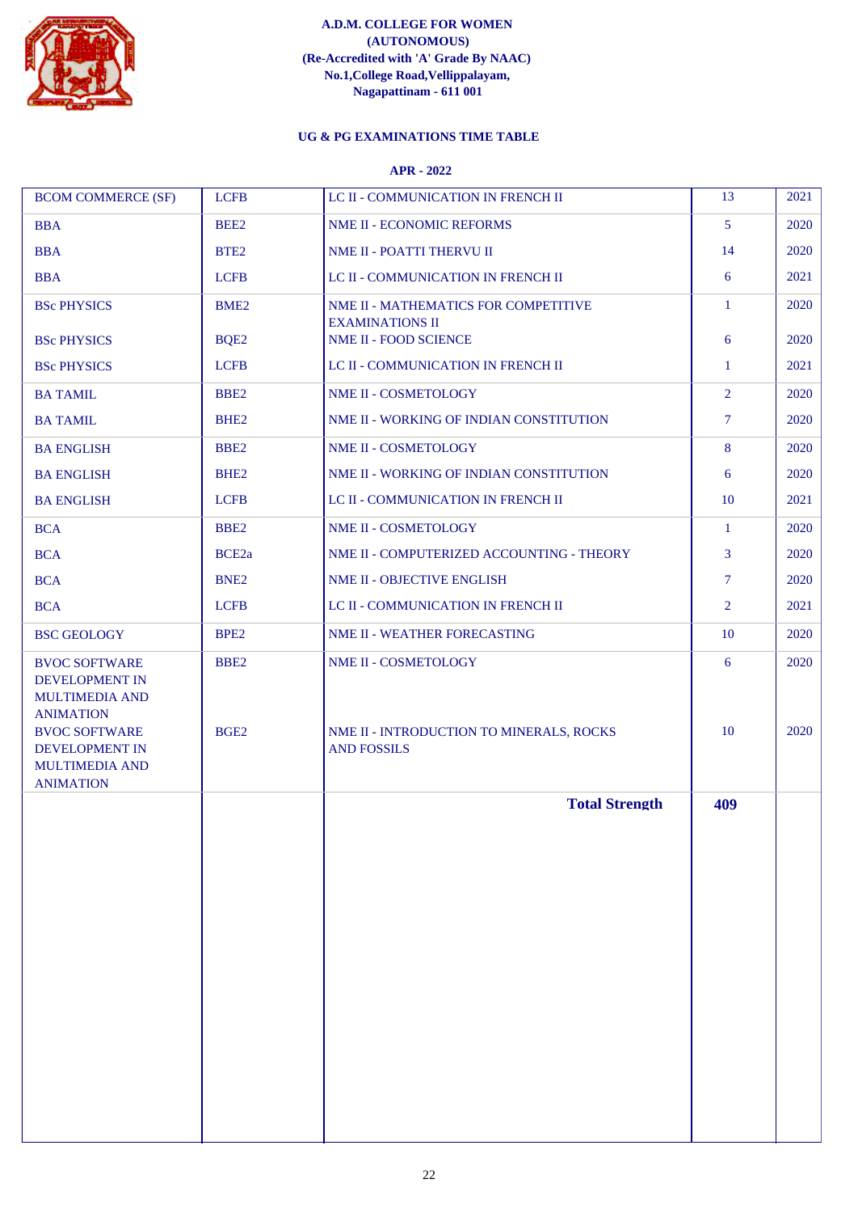**A.D.M. COLLEGE FOR WOMEN**
**(AUTONOMOUS)**
**(Re-Accredited with 'A' Grade By NAAC)**
**No.1,College Road,Vellippalayam,**
**Nagapattinam - 611 001**

**UG & PG EXAMINATIONS TIME TABLE**

**APR - 2022**

| | | | | |
|---|---|---|---|---|
| BCOM COMMERCE (SF) | LCFB | LC II - COMMUNICATION IN FRENCH II | 13 | 2021 |
| BBA | BEE2 | NME II - ECONOMIC REFORMS | 5 | 2020 |
| BBA | BTE2 | NME II - POATTI THERVU II | 14 | 2020 |
| BBA | LCFB | LC II - COMMUNICATION IN FRENCH II | 6 | 2021 |
| BSc PHYSICS | BME2 | NME II - MATHEMATICS FOR COMPETITIVE EXAMINATIONS II | 1 | 2020 |
| BSc PHYSICS | BQE2 | NME II - FOOD SCIENCE | 6 | 2020 |
| BSc PHYSICS | LCFB | LC II - COMMUNICATION IN FRENCH II | 1 | 2021 |
| BA TAMIL | BBE2 | NME II - COSMETOLOGY | 2 | 2020 |
| BA TAMIL | BHE2 | NME II - WORKING OF INDIAN CONSTITUTION | 7 | 2020 |
| BA ENGLISH | BBE2 | NME II - COSMETOLOGY | 8 | 2020 |
| BA ENGLISH | BHE2 | NME II - WORKING OF INDIAN CONSTITUTION | 6 | 2020 |
| BA ENGLISH | LCFB | LC II - COMMUNICATION IN FRENCH II | 10 | 2021 |
| BCA | BBE2 | NME II - COSMETOLOGY | 1 | 2020 |
| BCA | BCE2a | NME II - COMPUTERIZED ACCOUNTING - THEORY | 3 | 2020 |
| BCA | BNE2 | NME II - OBJECTIVE ENGLISH | 7 | 2020 |
| BCA | LCFB | LC II - COMMUNICATION IN FRENCH II | 2 | 2021 |
| BSC GEOLOGY | BPE2 | NME II - WEATHER FORECASTING | 10 | 2020 |
| BVOC SOFTWARE DEVELOPMENT IN MULTIMEDIA AND ANIMATION | BBE2 | NME II - COSMETOLOGY | 6 | 2020 |
| BVOC SOFTWARE DEVELOPMENT IN MULTIMEDIA AND ANIMATION | BGE2 | NME II - INTRODUCTION TO MINERALS, ROCKS AND FOSSILS | 10 | 2020 |
| | | **Total Strength** | **409** | |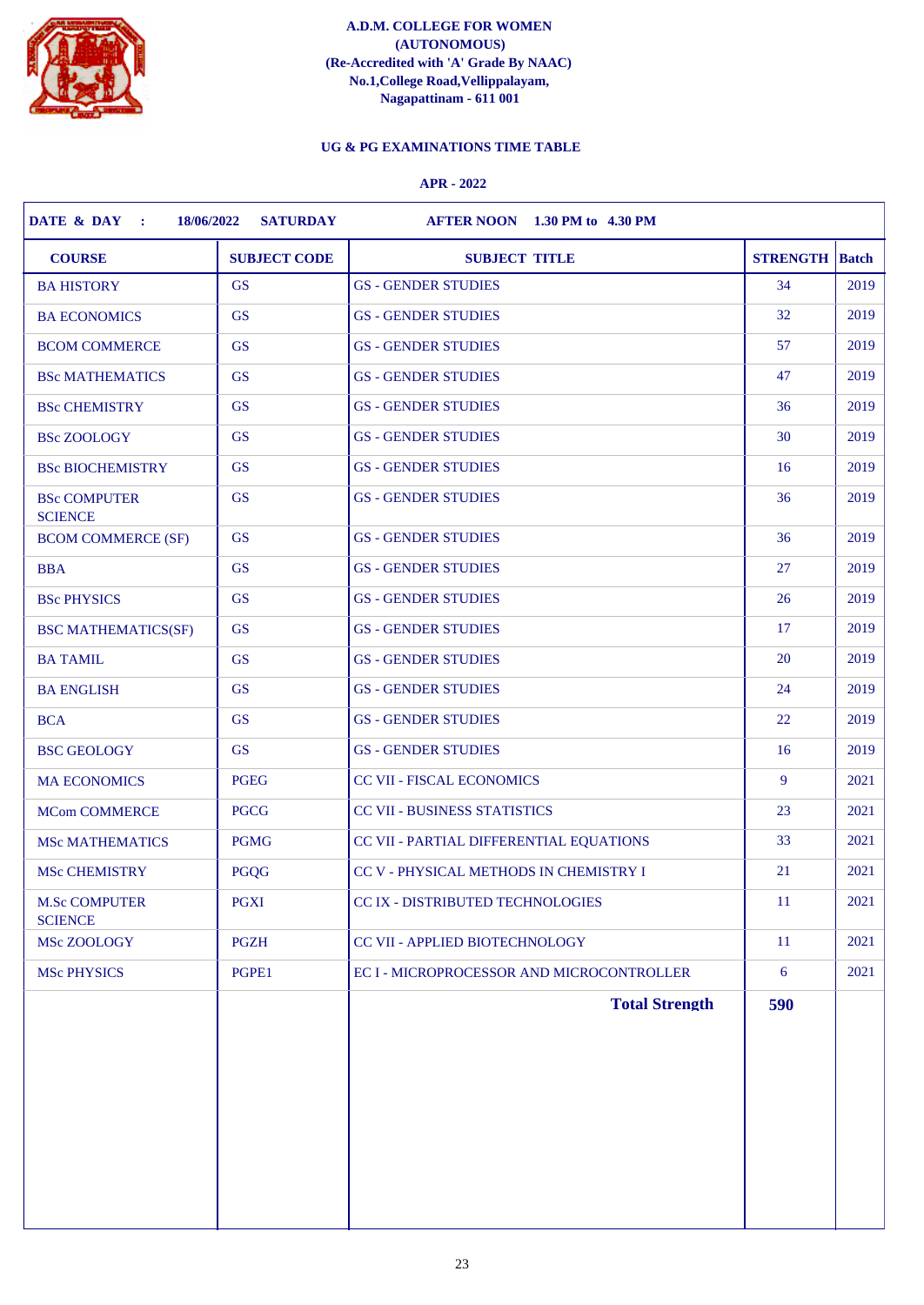**A.D.M. COLLEGE FOR WOMEN**
**(AUTONOMOUS)**
**(Re-Accredited with 'A' Grade By NAAC)**
**No.1,College Road,Vellippalayam,**
**Nagapattinam - 611 001**

**UG & PG EXAMINATIONS TIME TABLE**

**APR - 2022**

**DATE & DAY : 18/06/2022 SATURDAY AFTER NOON 1.30 PM to 4.30 PM**

| COURSE | SUBJECT CODE | SUBJECT TITLE | STRENGTH | Batch |
|---|---|---|---|---|
| BA HISTORY | GS | GS - GENDER STUDIES | 34 | 2019 |
| BA ECONOMICS | GS | GS - GENDER STUDIES | 32 | 2019 |
| BCOM COMMERCE | GS | GS - GENDER STUDIES | 57 | 2019 |
| BSc MATHEMATICS | GS | GS - GENDER STUDIES | 47 | 2019 |
| BSc CHEMISTRY | GS | GS - GENDER STUDIES | 36 | 2019 |
| BSc ZOOLOGY | GS | GS - GENDER STUDIES | 30 | 2019 |
| BSc BIOCHEMISTRY | GS | GS - GENDER STUDIES | 16 | 2019 |
| BSc COMPUTER SCIENCE | GS | GS - GENDER STUDIES | 36 | 2019 |
| BCOM COMMERCE (SF) | GS | GS - GENDER STUDIES | 36 | 2019 |
| BBA | GS | GS - GENDER STUDIES | 27 | 2019 |
| BSc PHYSICS | GS | GS - GENDER STUDIES | 26 | 2019 |
| BSC MATHEMATICS(SF) | GS | GS - GENDER STUDIES | 17 | 2019 |
| BA TAMIL | GS | GS - GENDER STUDIES | 20 | 2019 |
| BA ENGLISH | GS | GS - GENDER STUDIES | 24 | 2019 |
| BCA | GS | GS - GENDER STUDIES | 22 | 2019 |
| BSC GEOLOGY | GS | GS - GENDER STUDIES | 16 | 2019 |
| MA ECONOMICS | PGEG | CC VII - FISCAL ECONOMICS | 9 | 2021 |
| MCom COMMERCE | PGCG | CC VII - BUSINESS STATISTICS | 23 | 2021 |
| MSc MATHEMATICS | PGMG | CC VII - PARTIAL DIFFERENTIAL EQUATIONS | 33 | 2021 |
| MSc CHEMISTRY | PGQG | CC V - PHYSICAL METHODS IN CHEMISTRY I | 21 | 2021 |
| M.Sc COMPUTER SCIENCE | PGXI | CC IX - DISTRIBUTED TECHNOLOGIES | 11 | 2021 |
| MSc ZOOLOGY | PGZH | CC VII - APPLIED BIOTECHNOLOGY | 11 | 2021 |
| MSc PHYSICS | PGPE1 | EC I - MICROPROCESSOR AND MICROCONTROLLER | 6 | 2021 |
| | | **Total Strength** | **590** | |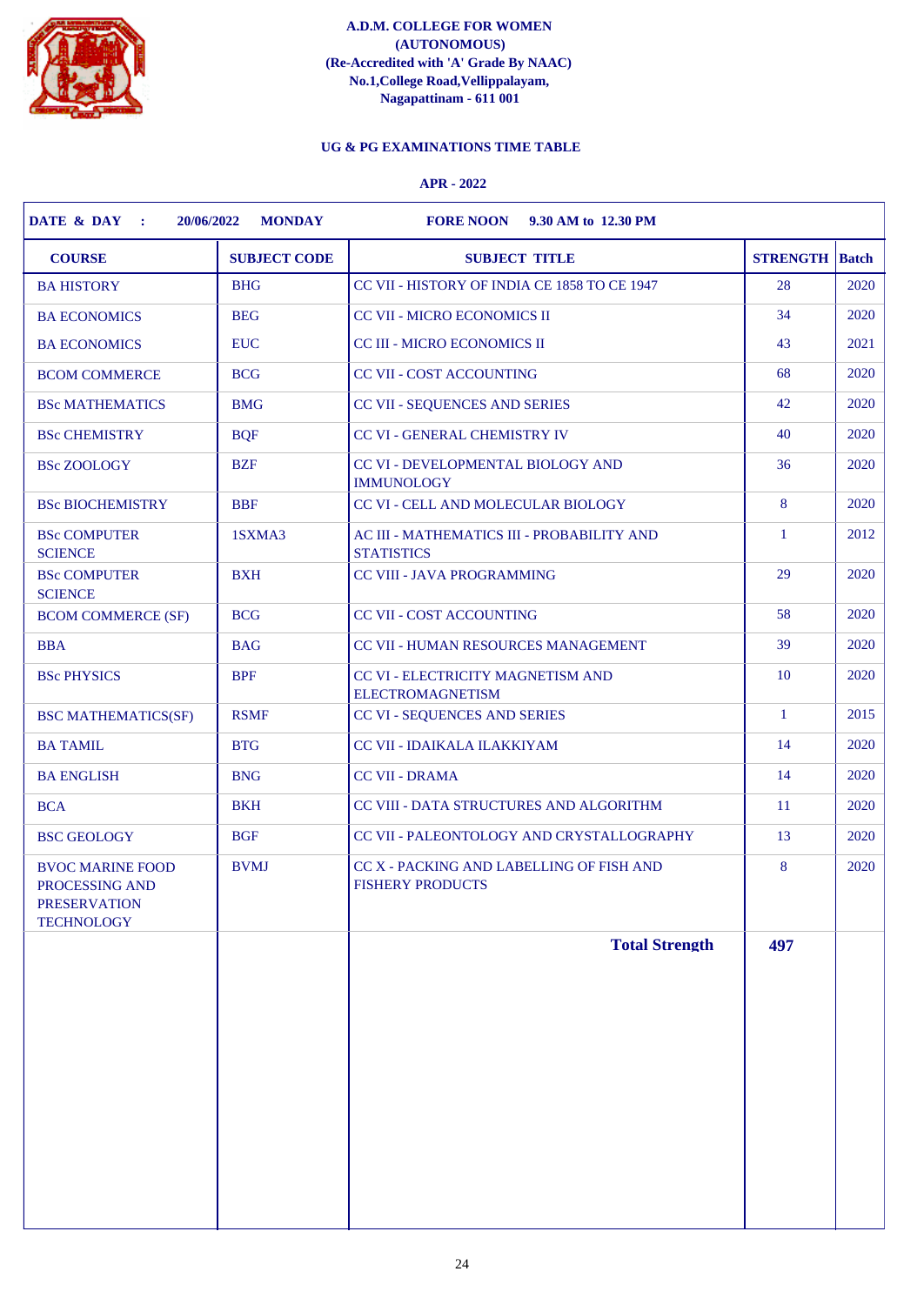# A.D.M. COLLEGE FOR WOMEN
**(AUTONOMOUS)**
**(Re-Accredited with 'A' Grade By NAAC)**
**No.1,College Road,Vellippalayam,**
**Nagapattinam - 611 001**

## UG & PG EXAMINATIONS TIME TABLE

**APR - 2022**

**DATE & DAY : 20/06/2022 MONDAY FORE NOON 9.30 AM to 12.30 PM**

| COURSE | SUBJECT CODE | SUBJECT TITLE | STRENGTH | Batch |
|---|---|---|---|---|
| BA HISTORY | BHG | CC VII - HISTORY OF INDIA CE 1858 TO CE 1947 | 28 | 2020 |
| BA ECONOMICS | BEG | CC VII - MICRO ECONOMICS II | 34 | 2020 |
| BA ECONOMICS | EUC | CC III - MICRO ECONOMICS II | 43 | 2021 |
| BCOM COMMERCE | BCG | CC VII - COST ACCOUNTING | 68 | 2020 |
| BSc MATHEMATICS | BMG | CC VII - SEQUENCES AND SERIES | 42 | 2020 |
| BSc CHEMISTRY | BQF | CC VI - GENERAL CHEMISTRY IV | 40 | 2020 |
| BSc ZOOLOGY | BZF | CC VI - DEVELOPMENTAL BIOLOGY AND IMMUNOLOGY | 36 | 2020 |
| BSc BIOCHEMISTRY | BBF | CC VI - CELL AND MOLECULAR BIOLOGY | 8 | 2020 |
| BSc COMPUTER SCIENCE | 1SXMA3 | AC III - MATHEMATICS III - PROBABILITY AND STATISTICS | 1 | 2012 |
| BSc COMPUTER SCIENCE | BXH | CC VIII - JAVA PROGRAMMING | 29 | 2020 |
| BCOM COMMERCE (SF) | BCG | CC VII - COST ACCOUNTING | 58 | 2020 |
| BBA | BAG | CC VII - HUMAN RESOURCES MANAGEMENT | 39 | 2020 |
| BSc PHYSICS | BPF | CC VI - ELECTRICITY MAGNETISM AND ELECTROMAGNETISM | 10 | 2020 |
| BSC MATHEMATICS(SF) | RSMF | CC VI - SEQUENCES AND SERIES | 1 | 2015 |
| BA TAMIL | BTG | CC VII - IDAIKALA ILAKKIYAM | 14 | 2020 |
| BA ENGLISH | BNG | CC VII - DRAMA | 14 | 2020 |
| BCA | BKH | CC VIII - DATA STRUCTURES AND ALGORITHM | 11 | 2020 |
| BSC GEOLOGY | BGF | CC VII - PALEONTOLOGY AND CRYSTALLOGRAPHY | 13 | 2020 |
| BVOC MARINE FOOD PROCESSING AND PRESERVATION TECHNOLOGY | BVMJ | CC X - PACKING AND LABELLING OF FISH AND FISHERY PRODUCTS | 8 | 2020 |
| | | **Total Strength** | **497** | |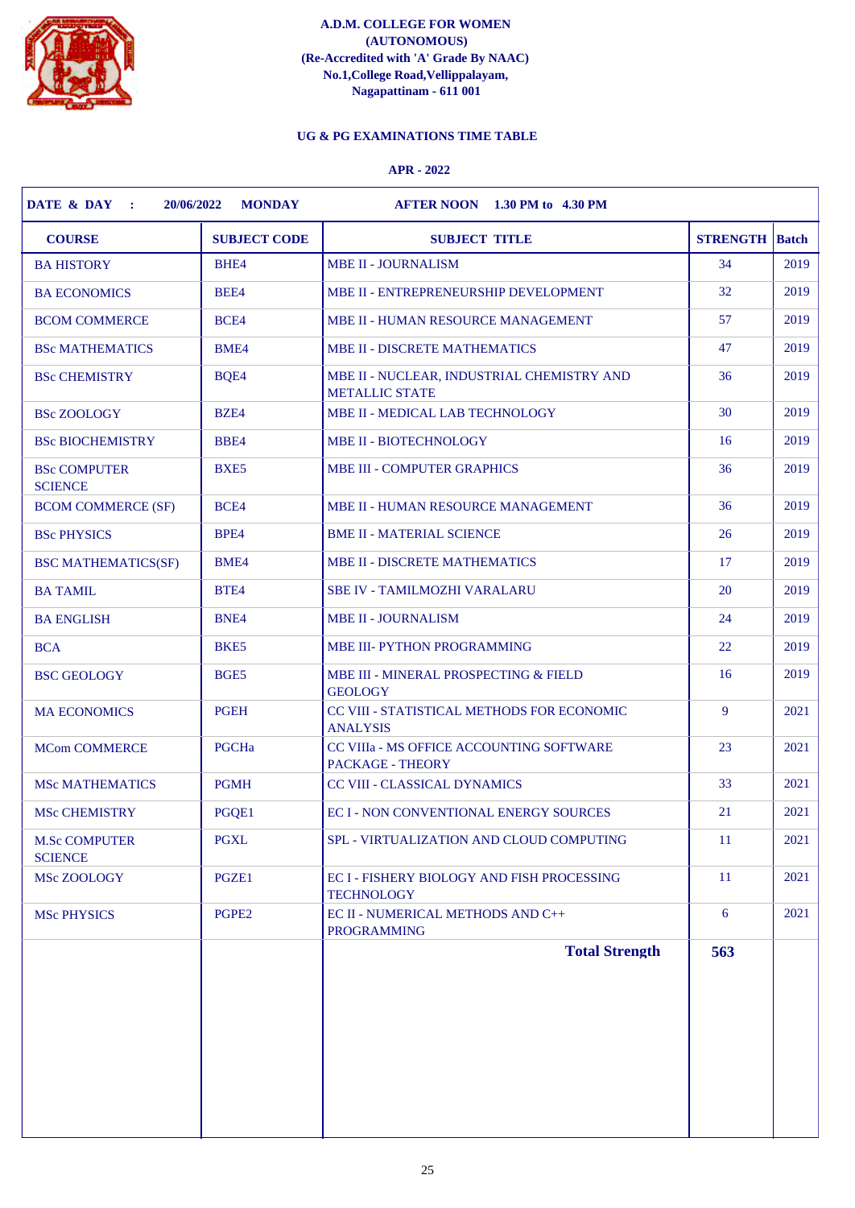**A.D.M. COLLEGE FOR WOMEN**
**(AUTONOMOUS)**
**(Re-Accredited with 'A' Grade By NAAC)**
**No.1,College Road,Vellippalayam,**
**Nagapattinam - 611 001**

## UG & PG EXAMINATIONS TIME TABLE

**APR - 2022**

**DATE & DAY : 20/06/2022 MONDAY AFTER NOON 1.30 PM to 4.30 PM**

| COURSE | SUBJECT CODE | SUBJECT TITLE | STRENGTH | Batch |
|---|---|---|---|---|
| BA HISTORY | BHE4 | MBE II - JOURNALISM | 34 | 2019 |
| BA ECONOMICS | BEE4 | MBE II - ENTREPRENEURSHIP DEVELOPMENT | 32 | 2019 |
| BCOM COMMERCE | BCE4 | MBE II - HUMAN RESOURCE MANAGEMENT | 57 | 2019 |
| BSc MATHEMATICS | BME4 | MBE II - DISCRETE MATHEMATICS | 47 | 2019 |
| BSc CHEMISTRY | BQE4 | MBE II - NUCLEAR, INDUSTRIAL CHEMISTRY AND METALLIC STATE | 36 | 2019 |
| BSc ZOOLOGY | BZE4 | MBE II - MEDICAL LAB TECHNOLOGY | 30 | 2019 |
| BSc BIOCHEMISTRY | BBE4 | MBE II - BIOTECHNOLOGY | 16 | 2019 |
| BSc COMPUTER SCIENCE | BXE5 | MBE III - COMPUTER GRAPHICS | 36 | 2019 |
| BCOM COMMERCE (SF) | BCE4 | MBE II - HUMAN RESOURCE MANAGEMENT | 36 | 2019 |
| BSc PHYSICS | BPE4 | BME II - MATERIAL SCIENCE | 26 | 2019 |
| BSC MATHEMATICS(SF) | BME4 | MBE II - DISCRETE MATHEMATICS | 17 | 2019 |
| BA TAMIL | BTE4 | SBE IV - TAMILMOZHI VARALARU | 20 | 2019 |
| BA ENGLISH | BNE4 | MBE II - JOURNALISM | 24 | 2019 |
| BCA | BKE5 | MBE III- PYTHON PROGRAMMING | 22 | 2019 |
| BSC GEOLOGY | BGE5 | MBE III - MINERAL PROSPECTING & FIELD GEOLOGY | 16 | 2019 |
| MA ECONOMICS | PGEH | CC VIII - STATISTICAL METHODS FOR ECONOMIC ANALYSIS | 9 | 2021 |
| MCom COMMERCE | PGCHa | CC VIIIa - MS OFFICE ACCOUNTING SOFTWARE PACKAGE - THEORY | 23 | 2021 |
| MSc MATHEMATICS | PGMH | CC VIII - CLASSICAL DYNAMICS | 33 | 2021 |
| MSc CHEMISTRY | PGQE1 | EC I - NON CONVENTIONAL ENERGY SOURCES | 21 | 2021 |
| M.Sc COMPUTER SCIENCE | PGXL | SPL - VIRTUALIZATION AND CLOUD COMPUTING | 11 | 2021 |
| MSc ZOOLOGY | PGZE1 | EC I - FISHERY BIOLOGY AND FISH PROCESSING TECHNOLOGY | 11 | 2021 |
| MSc PHYSICS | PGPE2 | EC II - NUMERICAL METHODS AND C++ PROGRAMMING | 6 | 2021 |
| | | **Total Strength** | **563** | |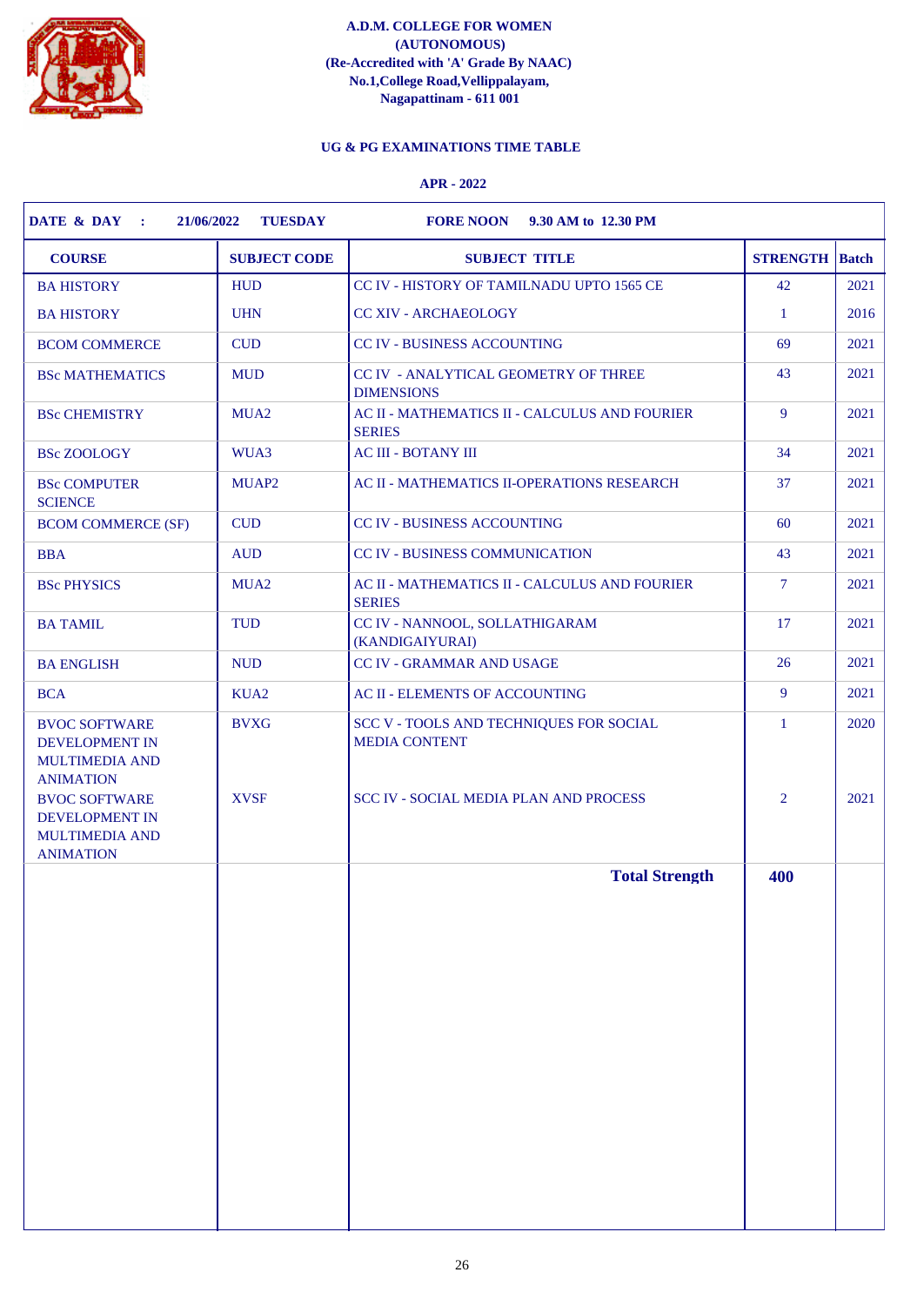**A.D.M. COLLEGE FOR WOMEN**
**(AUTONOMOUS)**
**(Re-Accredited with 'A' Grade By NAAC)**
**No.1,College Road,Vellippalayam,**
**Nagapattinam - 611 001**

**UG & PG EXAMINATIONS TIME TABLE**

**APR - 2022**

**DATE & DAY : 21/06/2022 TUESDAY FORE NOON 9.30 AM to 12.30 PM**

| COURSE | SUBJECT CODE | SUBJECT TITLE | STRENGTH | Batch |
|---|---|---|---|---|
| BA HISTORY | HUD | CC IV - HISTORY OF TAMILNADU UPTO 1565 CE | 42 | 2021 |
| BA HISTORY | UHN | CC XIV - ARCHAEOLOGY | 1 | 2016 |
| BCOM COMMERCE | CUD | CC IV - BUSINESS ACCOUNTING | 69 | 2021 |
| BSc MATHEMATICS | MUD | CC IV - ANALYTICAL GEOMETRY OF THREE DIMENSIONS | 43 | 2021 |
| BSc CHEMISTRY | MUA2 | AC II - MATHEMATICS II - CALCULUS AND FOURIER SERIES | 9 | 2021 |
| BSc ZOOLOGY | WUA3 | AC III - BOTANY III | 34 | 2021 |
| BSc COMPUTER SCIENCE | MUAP2 | AC II - MATHEMATICS II-OPERATIONS RESEARCH | 37 | 2021 |
| BCOM COMMERCE (SF) | CUD | CC IV - BUSINESS ACCOUNTING | 60 | 2021 |
| BBA | AUD | CC IV - BUSINESS COMMUNICATION | 43 | 2021 |
| BSc PHYSICS | MUA2 | AC II - MATHEMATICS II - CALCULUS AND FOURIER SERIES | 7 | 2021 |
| BA TAMIL | TUD | CC IV - NANNOOL, SOLLATHIGARAM (KANDIGAIYURAI) | 17 | 2021 |
| BA ENGLISH | NUD | CC IV - GRAMMAR AND USAGE | 26 | 2021 |
| BCA | KUA2 | AC II - ELEMENTS OF ACCOUNTING | 9 | 2021 |
| BVOC SOFTWARE DEVELOPMENT IN MULTIMEDIA AND ANIMATION | BVXG | SCC V - TOOLS AND TECHNIQUES FOR SOCIAL MEDIA CONTENT | 1 | 2020 |
| BVOC SOFTWARE DEVELOPMENT IN MULTIMEDIA AND ANIMATION | XVSF | SCC IV - SOCIAL MEDIA PLAN AND PROCESS | 2 | 2021 |
| | | **Total Strength** | **400** | |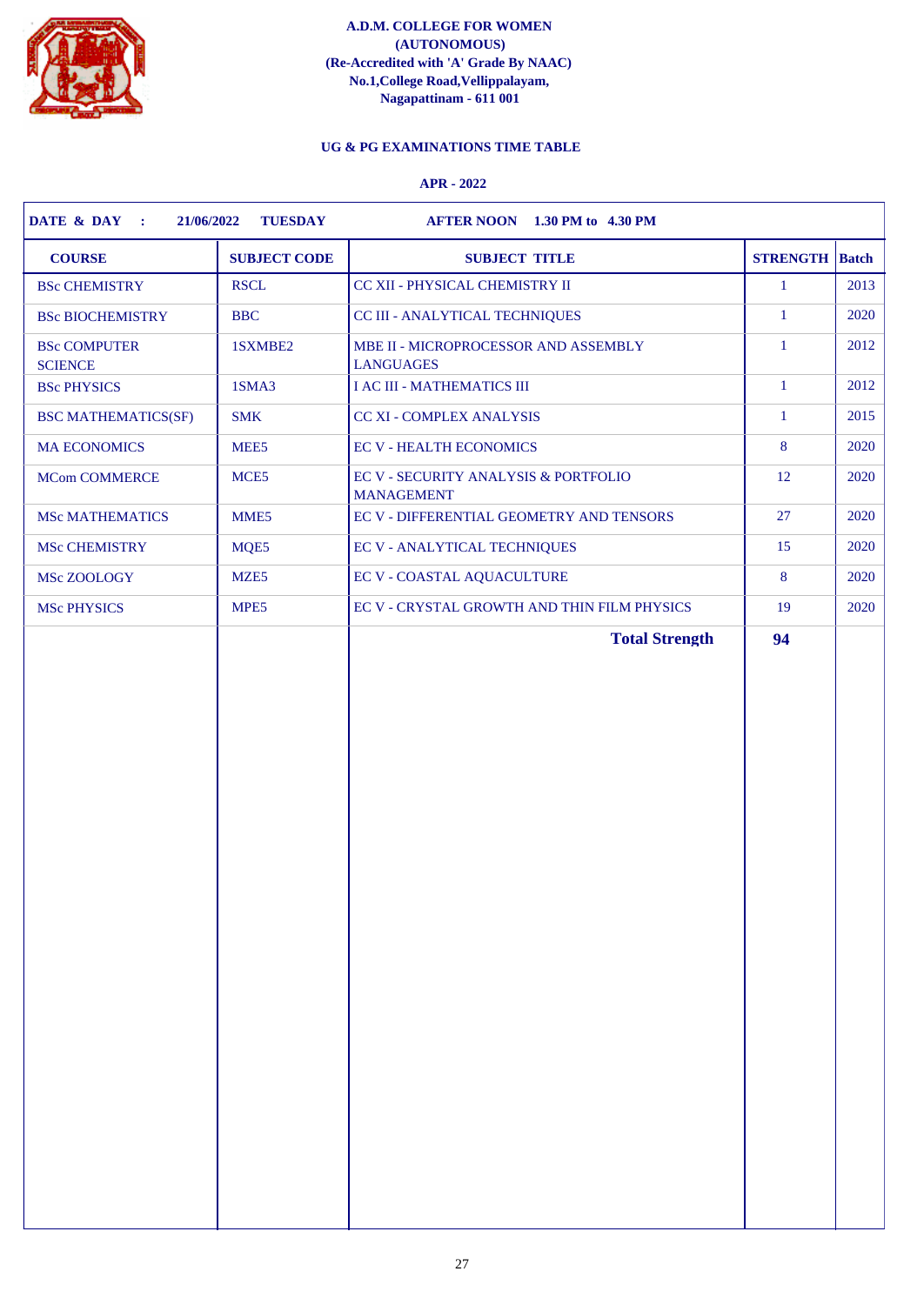**A.D.M. COLLEGE FOR WOMEN**
**(AUTONOMOUS)**
**(Re-Accredited with 'A' Grade By NAAC)**
**No.1,College Road,Vellippalayam,**
**Nagapattinam - 611 001**

**UG & PG EXAMINATIONS TIME TABLE**

**APR - 2022**

**DATE & DAY : 21/06/2022 TUESDAY AFTER NOON 1.30 PM to 4.30 PM**

| COURSE | SUBJECT CODE | SUBJECT TITLE | STRENGTH | Batch |
|---|---|---|---|---|
| BSc CHEMISTRY | RSCL | CC XII - PHYSICAL CHEMISTRY II | 1 | 2013 |
| BSc BIOCHEMISTRY | BBC | CC III - ANALYTICAL TECHNIQUES | 1 | 2020 |
| BSc COMPUTER SCIENCE | 1SXMBE2 | MBE II - MICROPROCESSOR AND ASSEMBLY LANGUAGES | 1 | 2012 |
| BSc PHYSICS | 1SMA3 | I AC III - MATHEMATICS III | 1 | 2012 |
| BSC MATHEMATICS(SF) | SMK | CC XI - COMPLEX ANALYSIS | 1 | 2015 |
| MA ECONOMICS | MEE5 | EC V - HEALTH ECONOMICS | 8 | 2020 |
| MCom COMMERCE | MCE5 | EC V - SECURITY ANALYSIS & PORTFOLIO MANAGEMENT | 12 | 2020 |
| MSc MATHEMATICS | MME5 | EC V - DIFFERENTIAL GEOMETRY AND TENSORS | 27 | 2020 |
| MSc CHEMISTRY | MQE5 | EC V - ANALYTICAL TECHNIQUES | 15 | 2020 |
| MSc ZOOLOGY | MZE5 | EC V - COASTAL AQUACULTURE | 8 | 2020 |
| MSc PHYSICS | MPE5 | EC V - CRYSTAL GROWTH AND THIN FILM PHYSICS | 19 | 2020 |
| | | **Total Strength** | **94** | |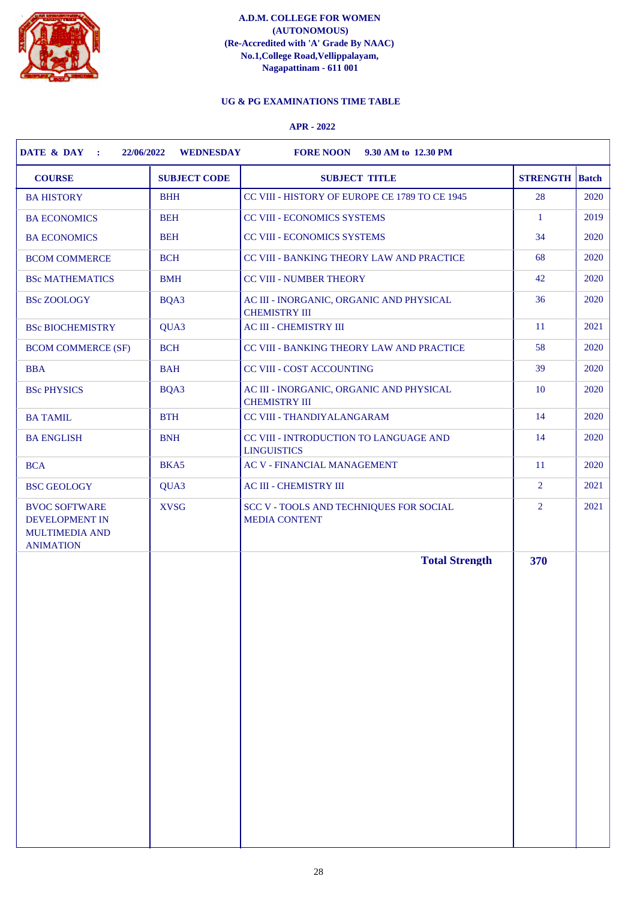**A.D.M. COLLEGE FOR WOMEN**
**(AUTONOMOUS)**
**(Re-Accredited with 'A' Grade By NAAC)**
**No.1,College Road,Vellippalayam,**
**Nagapattinam - 611 001**

## UG & PG EXAMINATIONS TIME TABLE

**APR - 2022**

**DATE & DAY : 22/06/2022 WEDNESDAY FORE NOON 9.30 AM to 12.30 PM**

| COURSE | SUBJECT CODE | SUBJECT TITLE | STRENGTH | Batch |
|---|---|---|---|---|
| BA HISTORY | BHH | CC VIII - HISTORY OF EUROPE CE 1789 TO CE 1945 | 28 | 2020 |
| BA ECONOMICS | BEH | CC VIII - ECONOMICS SYSTEMS | 1 | 2019 |
| BA ECONOMICS | BEH | CC VIII - ECONOMICS SYSTEMS | 34 | 2020 |
| BCOM COMMERCE | BCH | CC VIII - BANKING THEORY LAW AND PRACTICE | 68 | 2020 |
| BSc MATHEMATICS | BMH | CC VIII - NUMBER THEORY | 42 | 2020 |
| BSc ZOOLOGY | BQA3 | AC III - INORGANIC, ORGANIC AND PHYSICAL CHEMISTRY III | 36 | 2020 |
| BSc BIOCHEMISTRY | QUA3 | AC III - CHEMISTRY III | 11 | 2021 |
| BCOM COMMERCE (SF) | BCH | CC VIII - BANKING THEORY LAW AND PRACTICE | 58 | 2020 |
| BBA | BAH | CC VIII - COST ACCOUNTING | 39 | 2020 |
| BSc PHYSICS | BQA3 | AC III - INORGANIC, ORGANIC AND PHYSICAL CHEMISTRY III | 10 | 2020 |
| BA TAMIL | BTH | CC VIII - THANDIYALANGARAM | 14 | 2020 |
| BA ENGLISH | BNH | CC VIII - INTRODUCTION TO LANGUAGE AND LINGUISTICS | 14 | 2020 |
| BCA | BKA5 | AC V - FINANCIAL MANAGEMENT | 11 | 2020 |
| BSC GEOLOGY | QUA3 | AC III - CHEMISTRY III | 2 | 2021 |
| BVOC SOFTWARE DEVELOPMENT IN MULTIMEDIA AND ANIMATION | XVSG | SCC V - TOOLS AND TECHNIQUES FOR SOCIAL MEDIA CONTENT | 2 | 2021 |
| | | **Total Strength** | **370** | |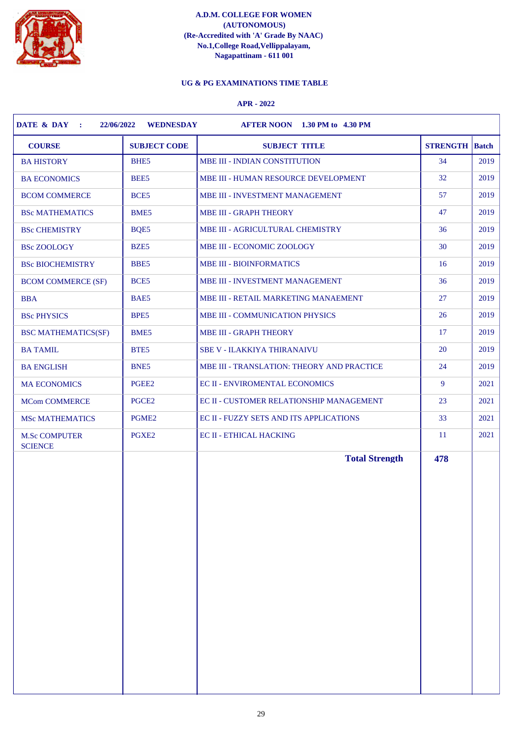**A.D.M. COLLEGE FOR WOMEN**
**(AUTONOMOUS)**
**(Re-Accredited with 'A' Grade By NAAC)**
**No.1,College Road,Vellippalayam,**
**Nagapattinam - 611 001**

**UG & PG EXAMINATIONS TIME TABLE**

**APR - 2022**

**DATE & DAY : 22/06/2022 WEDNESDAY AFTER NOON 1.30 PM to 4.30 PM**

| COURSE | SUBJECT CODE | SUBJECT TITLE | STRENGTH | Batch |
|---|---|---|---|---|
| BA HISTORY | BHE5 | MBE III - INDIAN CONSTITUTION | 34 | 2019 |
| BA ECONOMICS | BEE5 | MBE III - HUMAN RESOURCE DEVELOPMENT | 32 | 2019 |
| BCOM COMMERCE | BCE5 | MBE III - INVESTMENT MANAGEMENT | 57 | 2019 |
| BSc MATHEMATICS | BME5 | MBE III - GRAPH THEORY | 47 | 2019 |
| BSc CHEMISTRY | BQE5 | MBE III - AGRICULTURAL CHEMISTRY | 36 | 2019 |
| BSc ZOOLOGY | BZE5 | MBE III - ECONOMIC ZOOLOGY | 30 | 2019 |
| BSc BIOCHEMISTRY | BBE5 | MBE III - BIOINFORMATICS | 16 | 2019 |
| BCOM COMMERCE (SF) | BCE5 | MBE III - INVESTMENT MANAGEMENT | 36 | 2019 |
| BBA | BAE5 | MBE III - RETAIL MARKETING MANAEMENT | 27 | 2019 |
| BSc PHYSICS | BPE5 | MBE III - COMMUNICATION PHYSICS | 26 | 2019 |
| BSC MATHEMATICS(SF) | BME5 | MBE III - GRAPH THEORY | 17 | 2019 |
| BA TAMIL | BTE5 | SBE V - ILAKKIYA THIRANAIVU | 20 | 2019 |
| BA ENGLISH | BNE5 | MBE III - TRANSLATION: THEORY AND PRACTICE | 24 | 2019 |
| MA ECONOMICS | PGEE2 | EC II - ENVIROMENTAL ECONOMICS | 9 | 2021 |
| MCom COMMERCE | PGCE2 | EC II - CUSTOMER RELATIONSHIP MANAGEMENT | 23 | 2021 |
| MSc MATHEMATICS | PGME2 | EC II - FUZZY SETS AND ITS APPLICATIONS | 33 | 2021 |
| M.Sc COMPUTER SCIENCE | PGXE2 | EC II - ETHICAL HACKING | 11 | 2021 |
| | | **Total Strength** | **478** | |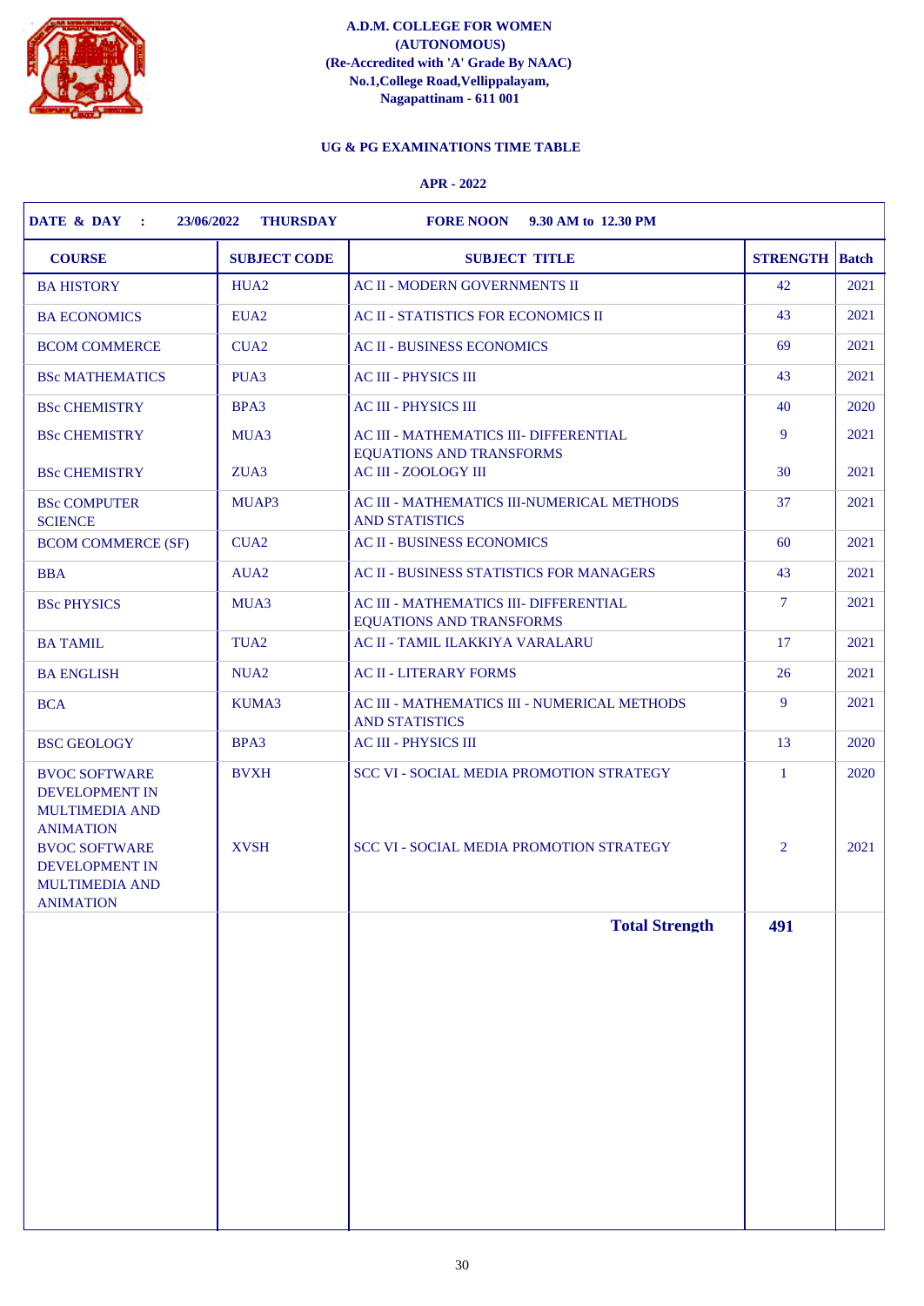**A.D.M. COLLEGE FOR WOMEN**
**(AUTONOMOUS)**
**(Re-Accredited with 'A' Grade By NAAC)**
**No.1,College Road,Vellippalayam,**
**Nagapattinam - 611 001**

**UG & PG EXAMINATIONS TIME TABLE**

**APR - 2022**

**DATE & DAY : 23/06/2022 THURSDAY FORE NOON 9.30 AM to 12.30 PM**

| COURSE | SUBJECT CODE | SUBJECT TITLE | STRENGTH | Batch |
|---|---|---|---|---|
| BA HISTORY | HUA2 | AC II - MODERN GOVERNMENTS II | 42 | 2021 |
| BA ECONOMICS | EUA2 | AC II - STATISTICS FOR ECONOMICS II | 43 | 2021 |
| BCOM COMMERCE | CUA2 | AC II - BUSINESS ECONOMICS | 69 | 2021 |
| BSc MATHEMATICS | PUA3 | AC III - PHYSICS III | 43 | 2021 |
| BSc CHEMISTRY | BPA3 | AC III - PHYSICS III | 40 | 2020 |
| BSc CHEMISTRY | MUA3 | AC III - MATHEMATICS III- DIFFERENTIAL EQUATIONS AND TRANSFORMS | 9 | 2021 |
| BSc CHEMISTRY | ZUA3 | AC III - ZOOLOGY III | 30 | 2021 |
| BSc COMPUTER SCIENCE | MUAP3 | AC III - MATHEMATICS III-NUMERICAL METHODS AND STATISTICS | 37 | 2021 |
| BCOM COMMERCE (SF) | CUA2 | AC II - BUSINESS ECONOMICS | 60 | 2021 |
| BBA | AUA2 | AC II - BUSINESS STATISTICS FOR MANAGERS | 43 | 2021 |
| BSc PHYSICS | MUA3 | AC III - MATHEMATICS III- DIFFERENTIAL EQUATIONS AND TRANSFORMS | 7 | 2021 |
| BA TAMIL | TUA2 | AC II - TAMIL ILAKKIYA VARALARU | 17 | 2021 |
| BA ENGLISH | NUA2 | AC II - LITERARY FORMS | 26 | 2021 |
| BCA | KUMA3 | AC III - MATHEMATICS III - NUMERICAL METHODS AND STATISTICS | 9 | 2021 |
| BSC GEOLOGY | BPA3 | AC III - PHYSICS III | 13 | 2020 |
| BVOC SOFTWARE DEVELOPMENT IN MULTIMEDIA AND ANIMATION | BVXH | SCC VI - SOCIAL MEDIA PROMOTION STRATEGY | 1 | 2020 |
| BVOC SOFTWARE DEVELOPMENT IN MULTIMEDIA AND ANIMATION | XVSH | SCC VI - SOCIAL MEDIA PROMOTION STRATEGY | 2 | 2021 |
| | | **Total Strength** | **491** | |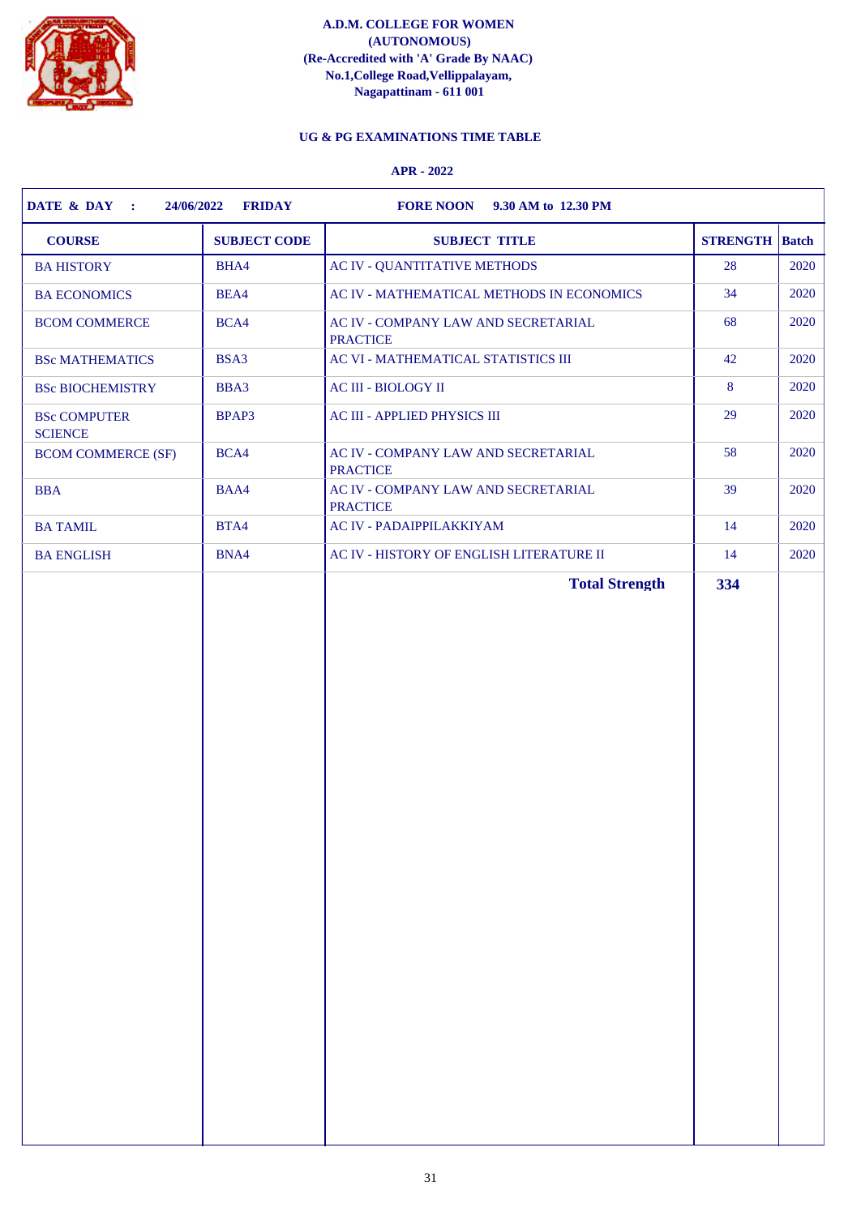**A.D.M. COLLEGE FOR WOMEN**
**(AUTONOMOUS)**
**(Re-Accredited with 'A' Grade By NAAC)**
**No.1,College Road,Vellippalayam,**
**Nagapattinam - 611 001**

**UG & PG EXAMINATIONS TIME TABLE**

**APR - 2022**

**DATE & DAY : 24/06/2022 FRIDAY** **FORE NOON 9.30 AM to 12.30 PM**

| COURSE | SUBJECT CODE | SUBJECT TITLE | STRENGTH | Batch |
|---|---|---|---|---|
| BA HISTORY | BHA4 | AC IV - QUANTITATIVE METHODS | 28 | 2020 |
| BA ECONOMICS | BEA4 | AC IV - MATHEMATICAL METHODS IN ECONOMICS | 34 | 2020 |
| BCOM COMMERCE | BCA4 | AC IV - COMPANY LAW AND SECRETARIAL PRACTICE | 68 | 2020 |
| BSc MATHEMATICS | BSA3 | AC VI - MATHEMATICAL STATISTICS III | 42 | 2020 |
| BSc BIOCHEMISTRY | BBA3 | AC III - BIOLOGY II | 8 | 2020 |
| BSc COMPUTER SCIENCE | BPAP3 | AC III - APPLIED PHYSICS III | 29 | 2020 |
| BCOM COMMERCE (SF) | BCA4 | AC IV - COMPANY LAW AND SECRETARIAL PRACTICE | 58 | 2020 |
| BBA | BAA4 | AC IV - COMPANY LAW AND SECRETARIAL PRACTICE | 39 | 2020 |
| BA TAMIL | BTA4 | AC IV - PADAIPPILAKKIYAM | 14 | 2020 |
| BA ENGLISH | BNA4 | AC IV - HISTORY OF ENGLISH LITERATURE II | 14 | 2020 |
| | | **Total Strength** | **334** | |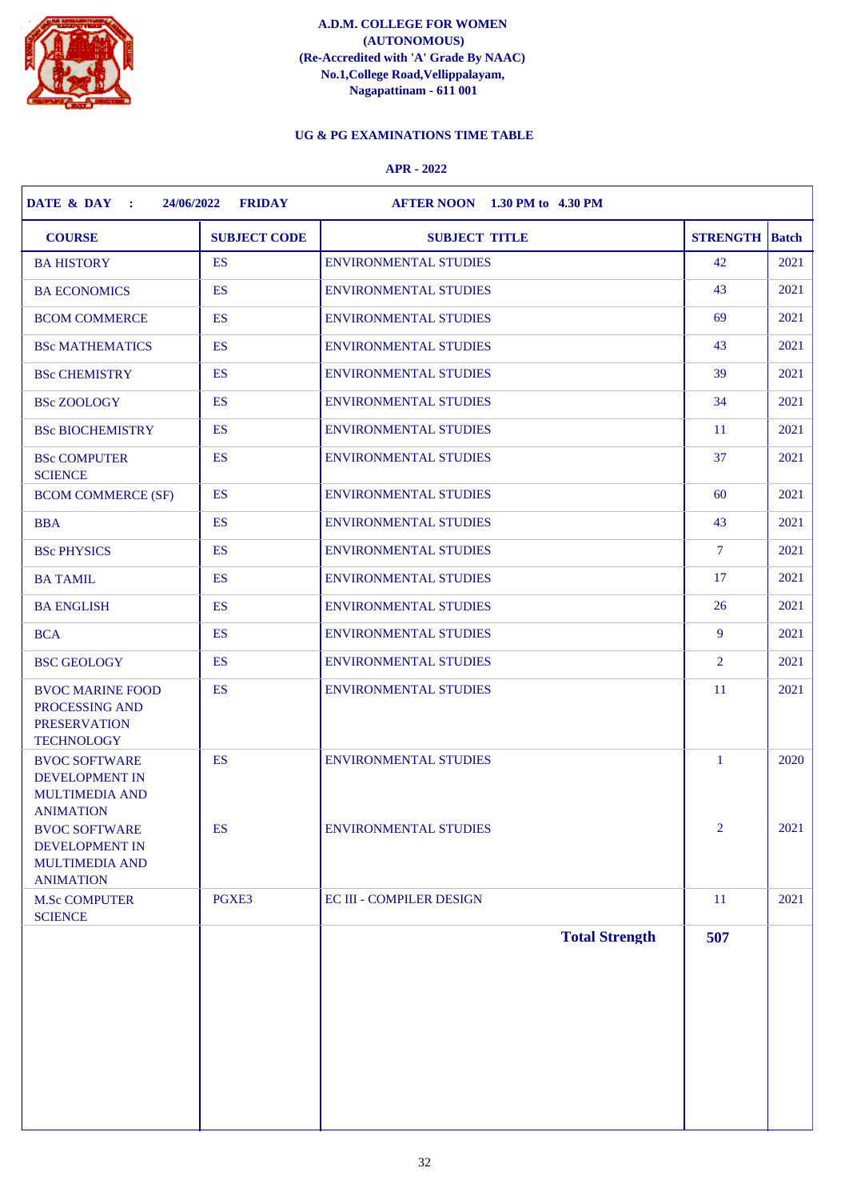**A.D.M. COLLEGE FOR WOMEN**
**(AUTONOMOUS)**
**(Re-Accredited with 'A' Grade By NAAC)**
**No.1,College Road,Vellippalayam,**
**Nagapattinam - 611 001**

**UG & PG EXAMINATIONS TIME TABLE**

**APR - 2022**

**DATE & DAY : 24/06/2022 FRIDAY AFTER NOON 1.30 PM to 4.30 PM**

| COURSE | SUBJECT CODE | SUBJECT TITLE | STRENGTH | Batch |
|---|---|---|---|---|
| BA HISTORY | ES | ENVIRONMENTAL STUDIES | 42 | 2021 |
| BA ECONOMICS | ES | ENVIRONMENTAL STUDIES | 43 | 2021 |
| BCOM COMMERCE | ES | ENVIRONMENTAL STUDIES | 69 | 2021 |
| BSc MATHEMATICS | ES | ENVIRONMENTAL STUDIES | 43 | 2021 |
| BSc CHEMISTRY | ES | ENVIRONMENTAL STUDIES | 39 | 2021 |
| BSc ZOOLOGY | ES | ENVIRONMENTAL STUDIES | 34 | 2021 |
| BSc BIOCHEMISTRY | ES | ENVIRONMENTAL STUDIES | 11 | 2021 |
| BSc COMPUTER SCIENCE | ES | ENVIRONMENTAL STUDIES | 37 | 2021 |
| BCOM COMMERCE (SF) | ES | ENVIRONMENTAL STUDIES | 60 | 2021 |
| BBA | ES | ENVIRONMENTAL STUDIES | 43 | 2021 |
| BSc PHYSICS | ES | ENVIRONMENTAL STUDIES | 7 | 2021 |
| BA TAMIL | ES | ENVIRONMENTAL STUDIES | 17 | 2021 |
| BA ENGLISH | ES | ENVIRONMENTAL STUDIES | 26 | 2021 |
| BCA | ES | ENVIRONMENTAL STUDIES | 9 | 2021 |
| BSC GEOLOGY | ES | ENVIRONMENTAL STUDIES | 2 | 2021 |
| BVOC MARINE FOOD PROCESSING AND PRESERVATION TECHNOLOGY | ES | ENVIRONMENTAL STUDIES | 11 | 2021 |
| BVOC SOFTWARE DEVELOPMENT IN MULTIMEDIA AND ANIMATION | ES | ENVIRONMENTAL STUDIES | 1 | 2020 |
| BVOC SOFTWARE DEVELOPMENT IN MULTIMEDIA AND ANIMATION | ES | ENVIRONMENTAL STUDIES | 2 | 2021 |
| M.Sc COMPUTER SCIENCE | PGXE3 | EC III - COMPILER DESIGN | 11 | 2021 |
| | | **Total Strength** | **507** | |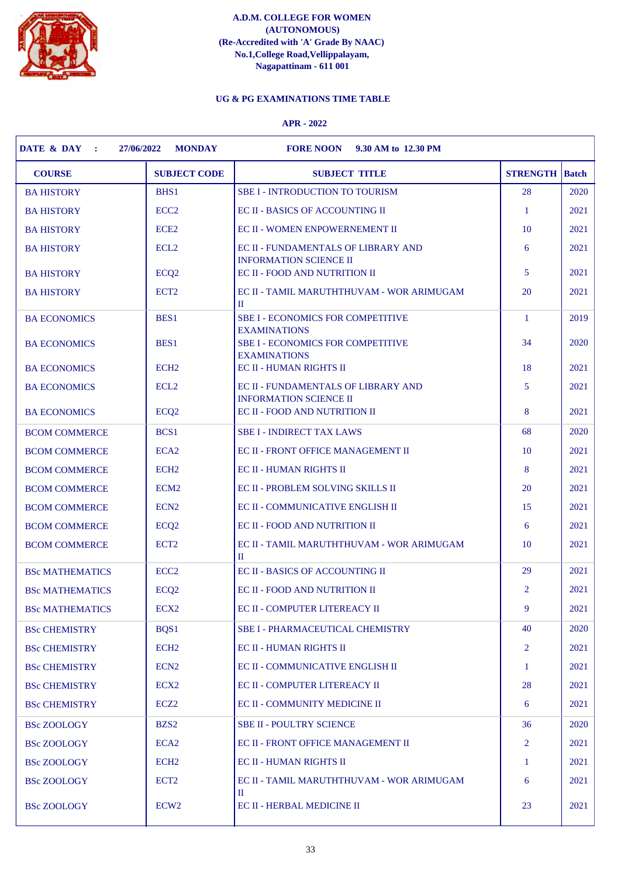**A.D.M. COLLEGE FOR WOMEN**
**(AUTONOMOUS)**
**(Re-Accredited with 'A' Grade By NAAC)**
**No.1,College Road,Vellippalayam,**
**Nagapattinam - 611 001**

**UG & PG EXAMINATIONS TIME TABLE**

**APR - 2022**

**DATE & DAY : 27/06/2022 MONDAY FORE NOON 9.30 AM to 12.30 PM**

| COURSE | SUBJECT CODE | SUBJECT TITLE | STRENGTH | Batch |
|---|---|---|---|---|
| BA HISTORY | BHS1 | SBE I - INTRODUCTION TO TOURISM | 28 | 2020 |
| BA HISTORY | ECC2 | EC II - BASICS OF ACCOUNTING II | 1 | 2021 |
| BA HISTORY | ECE2 | EC II - WOMEN ENPOWERNEMENT II | 10 | 2021 |
| BA HISTORY | ECL2 | EC II - FUNDAMENTALS OF LIBRARY AND INFORMATION SCIENCE II | 6 | 2021 |
| BA HISTORY | ECQ2 | EC II - FOOD AND NUTRITION II | 5 | 2021 |
| BA HISTORY | ECT2 | EC II - TAMIL MARUTHTHUVAM - WOR ARIMUGAM II | 20 | 2021 |
| BA ECONOMICS | BES1 | SBE I - ECONOMICS FOR COMPETITIVE EXAMINATIONS | 1 | 2019 |
| BA ECONOMICS | BES1 | SBE I - ECONOMICS FOR COMPETITIVE EXAMINATIONS | 34 | 2020 |
| BA ECONOMICS | ECH2 | EC II - HUMAN RIGHTS II | 18 | 2021 |
| BA ECONOMICS | ECL2 | EC II - FUNDAMENTALS OF LIBRARY AND INFORMATION SCIENCE II | 5 | 2021 |
| BA ECONOMICS | ECQ2 | EC II - FOOD AND NUTRITION II | 8 | 2021 |
| BCOM COMMERCE | BCS1 | SBE I - INDIRECT TAX LAWS | 68 | 2020 |
| BCOM COMMERCE | ECA2 | EC II - FRONT OFFICE MANAGEMENT II | 10 | 2021 |
| BCOM COMMERCE | ECH2 | EC II - HUMAN RIGHTS II | 8 | 2021 |
| BCOM COMMERCE | ECM2 | EC II - PROBLEM SOLVING SKILLS II | 20 | 2021 |
| BCOM COMMERCE | ECN2 | EC II - COMMUNICATIVE ENGLISH II | 15 | 2021 |
| BCOM COMMERCE | ECQ2 | EC II - FOOD AND NUTRITION II | 6 | 2021 |
| BCOM COMMERCE | ECT2 | EC II - TAMIL MARUTHTHUVAM - WOR ARIMUGAM II | 10 | 2021 |
| BSc MATHEMATICS | ECC2 | EC II - BASICS OF ACCOUNTING II | 29 | 2021 |
| BSc MATHEMATICS | ECQ2 | EC II - FOOD AND NUTRITION II | 2 | 2021 |
| BSc MATHEMATICS | ECX2 | EC II - COMPUTER LITEREACY II | 9 | 2021 |
| BSc CHEMISTRY | BQS1 | SBE I - PHARMACEUTICAL CHEMISTRY | 40 | 2020 |
| BSc CHEMISTRY | ECH2 | EC II - HUMAN RIGHTS II | 2 | 2021 |
| BSc CHEMISTRY | ECN2 | EC II - COMMUNICATIVE ENGLISH II | 1 | 2021 |
| BSc CHEMISTRY | ECX2 | EC II - COMPUTER LITEREACY II | 28 | 2021 |
| BSc CHEMISTRY | ECZ2 | EC II - COMMUNITY MEDICINE II | 6 | 2021 |
| BSc ZOOLOGY | BZS2 | SBE II - POULTRY SCIENCE | 36 | 2020 |
| BSc ZOOLOGY | ECA2 | EC II - FRONT OFFICE MANAGEMENT II | 2 | 2021 |
| BSc ZOOLOGY | ECH2 | EC II - HUMAN RIGHTS II | 1 | 2021 |
| BSc ZOOLOGY | ECT2 | EC II - TAMIL MARUTHTHUVAM - WOR ARIMUGAM II | 6 | 2021 |
| BSc ZOOLOGY | ECW2 | EC II - HERBAL MEDICINE II | 23 | 2021 |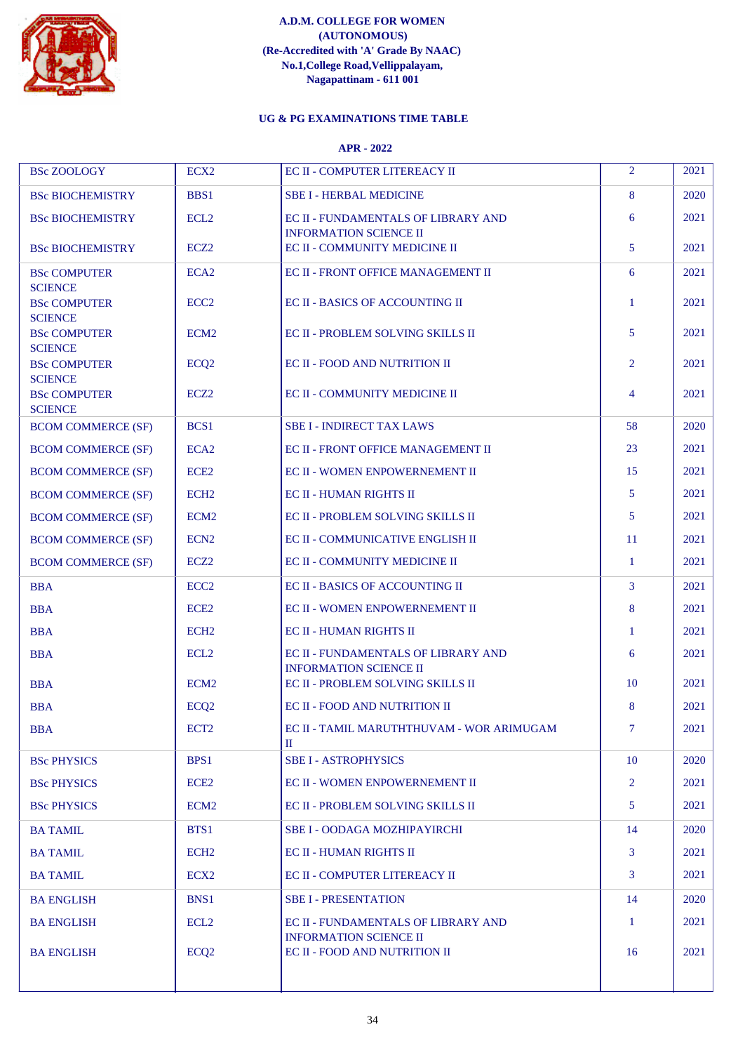**A.D.M. COLLEGE FOR WOMEN**
**(AUTONOMOUS)**
**(Re-Accredited with 'A' Grade By NAAC)**
**No.1,College Road,Vellippalayam,**
**Nagapattinam - 611 001**

**UG & PG EXAMINATIONS TIME TABLE**

**APR - 2022**

| | | | | |
|---|---|---|---|---|
| BSc ZOOLOGY | ECX2 | EC II - COMPUTER LITEREACY II | 2 | 2021 |
| BSc BIOCHEMISTRY | BBS1 | SBE I - HERBAL MEDICINE | 8 | 2020 |
| BSc BIOCHEMISTRY | ECL2 | EC II - FUNDAMENTALS OF LIBRARY AND INFORMATION SCIENCE II | 6 | 2021 |
| BSc BIOCHEMISTRY | ECZ2 | EC II - COMMUNITY MEDICINE II | 5 | 2021 |
| BSc COMPUTER SCIENCE | ECA2 | EC II - FRONT OFFICE MANAGEMENT II | 6 | 2021 |
| BSc COMPUTER SCIENCE | ECC2 | EC II - BASICS OF ACCOUNTING II | 1 | 2021 |
| BSc COMPUTER SCIENCE | ECM2 | EC II - PROBLEM SOLVING SKILLS II | 5 | 2021 |
| BSc COMPUTER SCIENCE | ECQ2 | EC II - FOOD AND NUTRITION II | 2 | 2021 |
| BSc COMPUTER SCIENCE | ECZ2 | EC II - COMMUNITY MEDICINE II | 4 | 2021 |
| BCOM COMMERCE (SF) | BCS1 | SBE I - INDIRECT TAX LAWS | 58 | 2020 |
| BCOM COMMERCE (SF) | ECA2 | EC II - FRONT OFFICE MANAGEMENT II | 23 | 2021 |
| BCOM COMMERCE (SF) | ECE2 | EC II - WOMEN ENPOWERNEMENT II | 15 | 2021 |
| BCOM COMMERCE (SF) | ECH2 | EC II - HUMAN RIGHTS II | 5 | 2021 |
| BCOM COMMERCE (SF) | ECM2 | EC II - PROBLEM SOLVING SKILLS II | 5 | 2021 |
| BCOM COMMERCE (SF) | ECN2 | EC II - COMMUNICATIVE ENGLISH II | 11 | 2021 |
| BCOM COMMERCE (SF) | ECZ2 | EC II - COMMUNITY MEDICINE II | 1 | 2021 |
| BBA | ECC2 | EC II - BASICS OF ACCOUNTING II | 3 | 2021 |
| BBA | ECE2 | EC II - WOMEN ENPOWERNEMENT II | 8 | 2021 |
| BBA | ECH2 | EC II - HUMAN RIGHTS II | 1 | 2021 |
| BBA | ECL2 | EC II - FUNDAMENTALS OF LIBRARY AND INFORMATION SCIENCE II | 6 | 2021 |
| BBA | ECM2 | EC II - PROBLEM SOLVING SKILLS II | 10 | 2021 |
| BBA | ECQ2 | EC II - FOOD AND NUTRITION II | 8 | 2021 |
| BBA | ECT2 | EC II - TAMIL MARUTHTHUVAM - WOR ARIMUGAM II | 7 | 2021 |
| BSc PHYSICS | BPS1 | SBE I - ASTROPHYSICS | 10 | 2020 |
| BSc PHYSICS | ECE2 | EC II - WOMEN ENPOWERNEMENT II | 2 | 2021 |
| BSc PHYSICS | ECM2 | EC II - PROBLEM SOLVING SKILLS II | 5 | 2021 |
| BA TAMIL | BTS1 | SBE I - OODAGA MOZHIPAYIRCHI | 14 | 2020 |
| BA TAMIL | ECH2 | EC II - HUMAN RIGHTS II | 3 | 2021 |
| BA TAMIL | ECX2 | EC II - COMPUTER LITEREACY II | 3 | 2021 |
| BA ENGLISH | BNS1 | SBE I - PRESENTATION | 14 | 2020 |
| BA ENGLISH | ECL2 | EC II - FUNDAMENTALS OF LIBRARY AND INFORMATION SCIENCE II | 1 | 2021 |
| BA ENGLISH | ECQ2 | EC II - FOOD AND NUTRITION II | 16 | 2021 |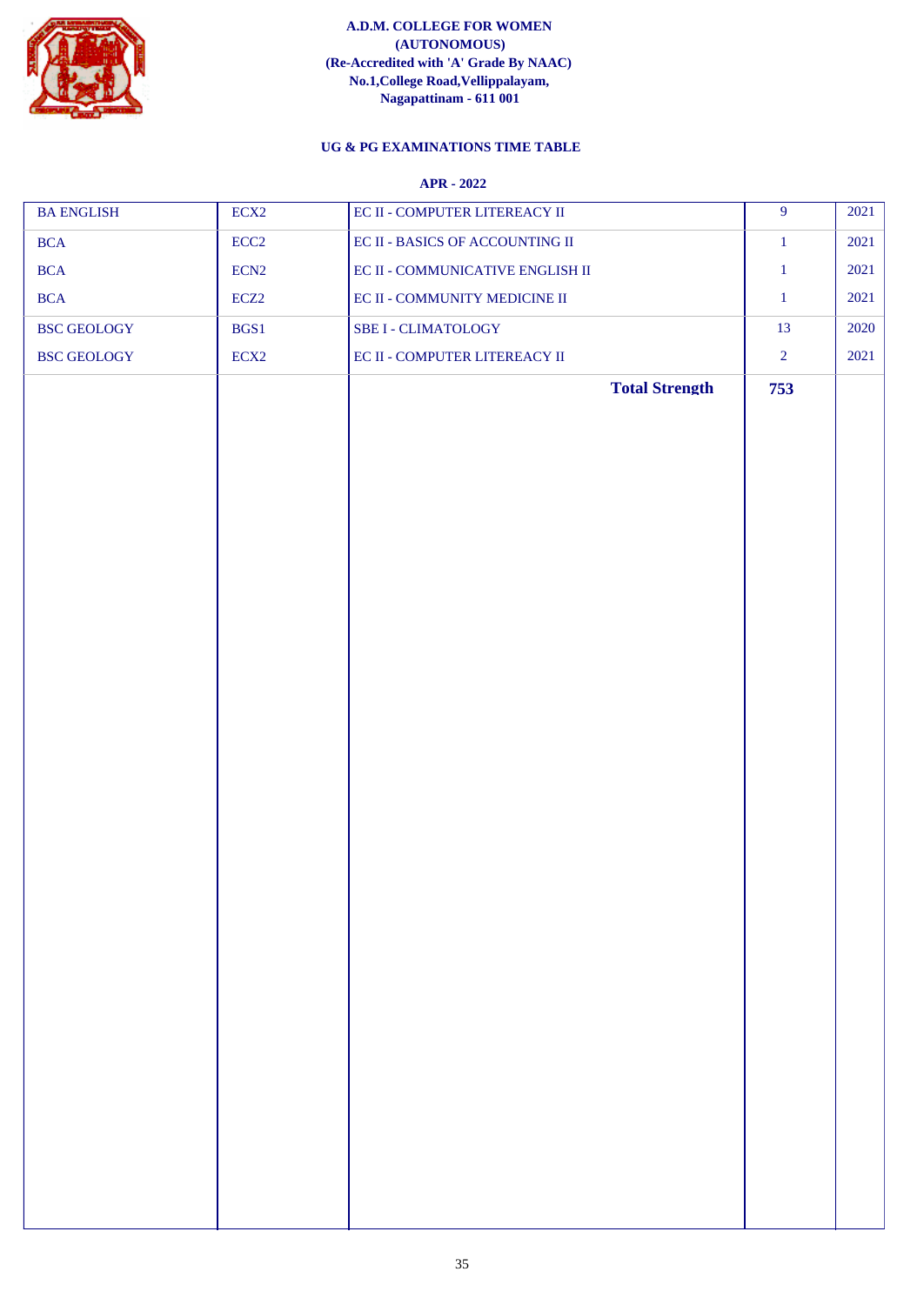**A.D.M. COLLEGE FOR WOMEN**
**(AUTONOMOUS)**
**(Re-Accredited with 'A' Grade By NAAC)**
**No.1,College Road,Vellippalayam,**
**Nagapattinam - 611 001**

## UG & PG EXAMINATIONS TIME TABLE

### APR - 2022

| | | | | |
|---|---|---|---|---|
| BA ENGLISH | ECX2 | EC II - COMPUTER LITEREACY II | 9 | 2021 |
| BCA | ECC2 | EC II - BASICS OF ACCOUNTING II | 1 | 2021 |
| BCA | ECN2 | EC II - COMMUNICATIVE ENGLISH II | 1 | 2021 |
| BCA | ECZ2 | EC II - COMMUNITY MEDICINE II | 1 | 2021 |
| BSC GEOLOGY | BGS1 | SBE I - CLIMATOLOGY | 13 | 2020 |
| BSC GEOLOGY | ECX2 | EC II - COMPUTER LITEREACY II | 2 | 2021 |
| | | **Total Strength** | **753** | |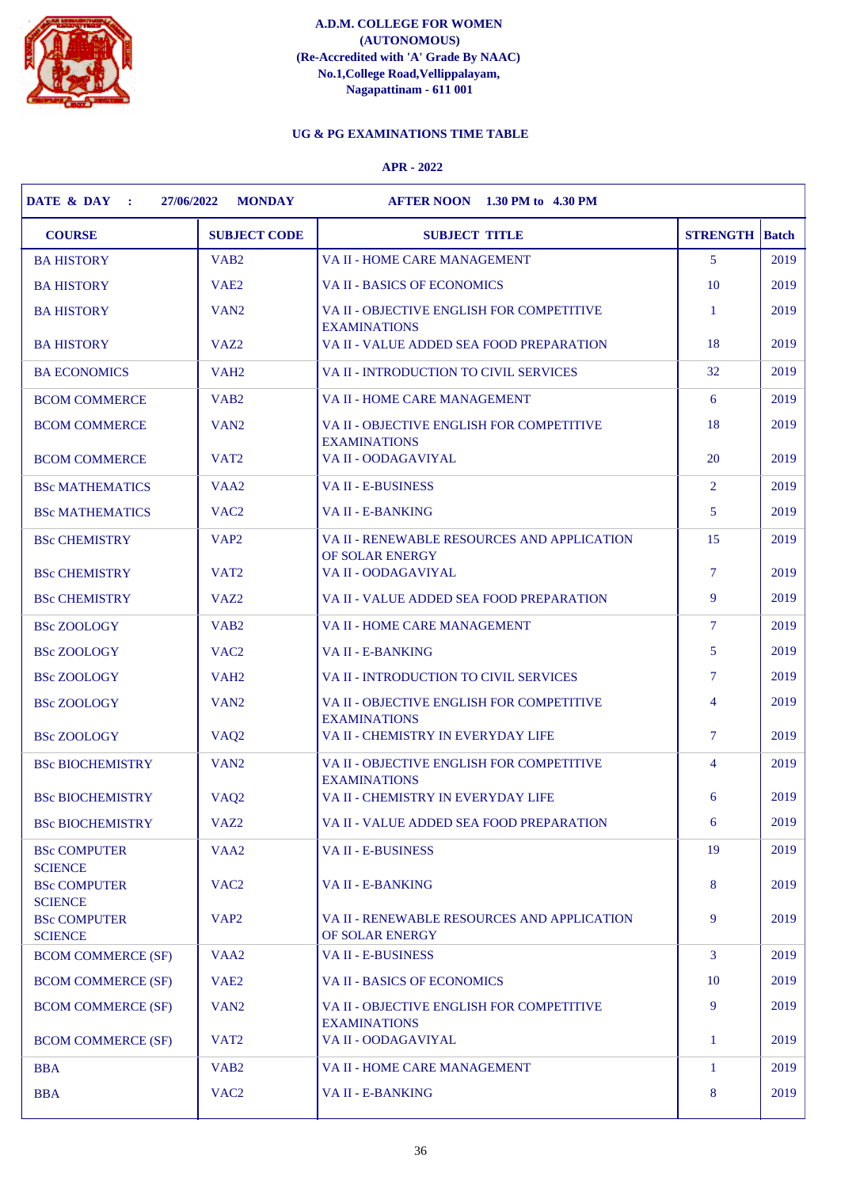**A.D.M. COLLEGE FOR WOMEN**
**(AUTONOMOUS)**
**(Re-Accredited with 'A' Grade By NAAC)**
**No.1,College Road,Vellippalayam,**
**Nagapattinam - 611 001**

**UG & PG EXAMINATIONS TIME TABLE**

**APR - 2022**

**DATE & DAY : 27/06/2022 MONDAY AFTER NOON 1.30 PM to 4.30 PM**

| COURSE | SUBJECT CODE | SUBJECT TITLE | STRENGTH | Batch |
|---|---|---|---|---|
| BA HISTORY | VAB2 | VA II - HOME CARE MANAGEMENT | 5 | 2019 |
| BA HISTORY | VAE2 | VA II - BASICS OF ECONOMICS | 10 | 2019 |
| BA HISTORY | VAN2 | VA II - OBJECTIVE ENGLISH FOR COMPETITIVE EXAMINATIONS | 1 | 2019 |
| BA HISTORY | VAZ2 | VA II - VALUE ADDED SEA FOOD PREPARATION | 18 | 2019 |
| BA ECONOMICS | VAH2 | VA II - INTRODUCTION TO CIVIL SERVICES | 32 | 2019 |
| BCOM COMMERCE | VAB2 | VA II - HOME CARE MANAGEMENT | 6 | 2019 |
| BCOM COMMERCE | VAN2 | VA II - OBJECTIVE ENGLISH FOR COMPETITIVE EXAMINATIONS | 18 | 2019 |
| BCOM COMMERCE | VAT2 | VA II - OODAGAVIYAL | 20 | 2019 |
| BSc MATHEMATICS | VAA2 | VA II - E-BUSINESS | 2 | 2019 |
| BSc MATHEMATICS | VAC2 | VA II - E-BANKING | 5 | 2019 |
| BSc CHEMISTRY | VAP2 | VA II - RENEWABLE RESOURCES AND APPLICATION OF SOLAR ENERGY | 15 | 2019 |
| BSc CHEMISTRY | VAT2 | VA II - OODAGAVIYAL | 7 | 2019 |
| BSc CHEMISTRY | VAZ2 | VA II - VALUE ADDED SEA FOOD PREPARATION | 9 | 2019 |
| BSc ZOOLOGY | VAB2 | VA II - HOME CARE MANAGEMENT | 7 | 2019 |
| BSc ZOOLOGY | VAC2 | VA II - E-BANKING | 5 | 2019 |
| BSc ZOOLOGY | VAH2 | VA II - INTRODUCTION TO CIVIL SERVICES | 7 | 2019 |
| BSc ZOOLOGY | VAN2 | VA II - OBJECTIVE ENGLISH FOR COMPETITIVE EXAMINATIONS | 4 | 2019 |
| BSc ZOOLOGY | VAQ2 | VA II - CHEMISTRY IN EVERYDAY LIFE | 7 | 2019 |
| BSc BIOCHEMISTRY | VAN2 | VA II - OBJECTIVE ENGLISH FOR COMPETITIVE EXAMINATIONS | 4 | 2019 |
| BSc BIOCHEMISTRY | VAQ2 | VA II - CHEMISTRY IN EVERYDAY LIFE | 6 | 2019 |
| BSc BIOCHEMISTRY | VAZ2 | VA II - VALUE ADDED SEA FOOD PREPARATION | 6 | 2019 |
| BSc COMPUTER SCIENCE | VAA2 | VA II - E-BUSINESS | 19 | 2019 |
| BSc COMPUTER SCIENCE | VAC2 | VA II - E-BANKING | 8 | 2019 |
| BSc COMPUTER SCIENCE | VAP2 | VA II - RENEWABLE RESOURCES AND APPLICATION OF SOLAR ENERGY | 9 | 2019 |
| BCOM COMMERCE (SF) | VAA2 | VA II - E-BUSINESS | 3 | 2019 |
| BCOM COMMERCE (SF) | VAE2 | VA II - BASICS OF ECONOMICS | 10 | 2019 |
| BCOM COMMERCE (SF) | VAN2 | VA II - OBJECTIVE ENGLISH FOR COMPETITIVE EXAMINATIONS | 9 | 2019 |
| BCOM COMMERCE (SF) | VAT2 | VA II - OODAGAVIYAL | 1 | 2019 |
| BBA | VAB2 | VA II - HOME CARE MANAGEMENT | 1 | 2019 |
| BBA | VAC2 | VA II - E-BANKING | 8 | 2019 |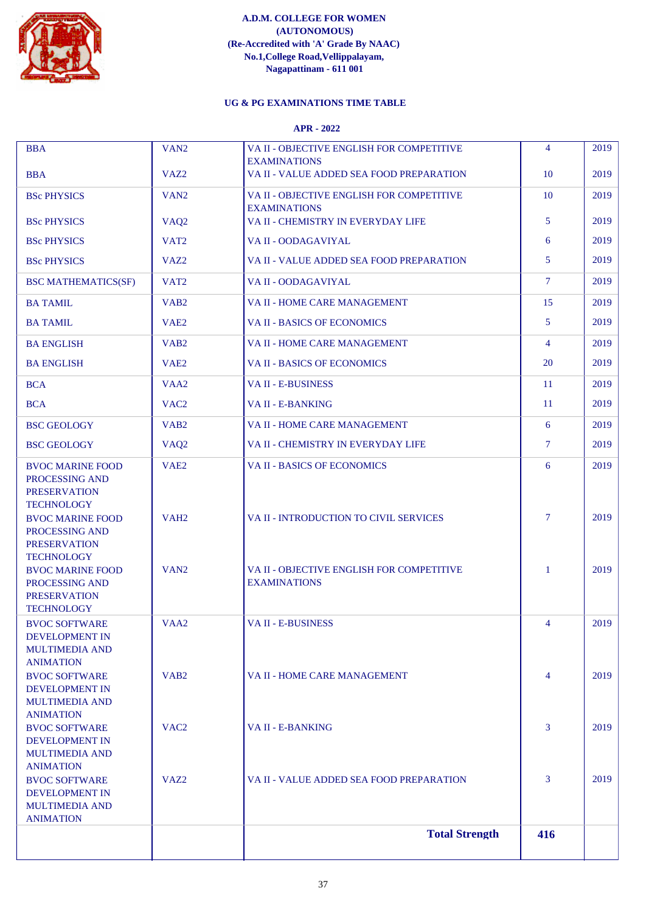**A.D.M. COLLEGE FOR WOMEN**
**(AUTONOMOUS)**
**(Re-Accredited with 'A' Grade By NAAC)**
**No.1,College Road,Vellippalayam,**
**Nagapattinam - 611 001**

**UG & PG EXAMINATIONS TIME TABLE**

**APR - 2022**

| | | | | |
|---|---|---|---|---|
| BBA | VAN2 | VA II - OBJECTIVE ENGLISH FOR COMPETITIVE EXAMINATIONS | 4 | 2019 |
| BBA | VAZ2 | VA II - VALUE ADDED SEA FOOD PREPARATION | 10 | 2019 |
| BSc PHYSICS | VAN2 | VA II - OBJECTIVE ENGLISH FOR COMPETITIVE EXAMINATIONS | 10 | 2019 |
| BSc PHYSICS | VAQ2 | VA II - CHEMISTRY IN EVERYDAY LIFE | 5 | 2019 |
| BSc PHYSICS | VAT2 | VA II - OODAGAVIYAL | 6 | 2019 |
| BSc PHYSICS | VAZ2 | VA II - VALUE ADDED SEA FOOD PREPARATION | 5 | 2019 |
| BSC MATHEMATICS(SF) | VAT2 | VA II - OODAGAVIYAL | 7 | 2019 |
| BA TAMIL | VAB2 | VA II - HOME CARE MANAGEMENT | 15 | 2019 |
| BA TAMIL | VAE2 | VA II - BASICS OF ECONOMICS | 5 | 2019 |
| BA ENGLISH | VAB2 | VA II - HOME CARE MANAGEMENT | 4 | 2019 |
| BA ENGLISH | VAE2 | VA II - BASICS OF ECONOMICS | 20 | 2019 |
| BCA | VAA2 | VA II - E-BUSINESS | 11 | 2019 |
| BCA | VAC2 | VA II - E-BANKING | 11 | 2019 |
| BSC GEOLOGY | VAB2 | VA II - HOME CARE MANAGEMENT | 6 | 2019 |
| BSC GEOLOGY | VAQ2 | VA II - CHEMISTRY IN EVERYDAY LIFE | 7 | 2019 |
| BVOC MARINE FOOD PROCESSING AND PRESERVATION TECHNOLOGY | VAE2 | VA II - BASICS OF ECONOMICS | 6 | 2019 |
| BVOC MARINE FOOD PROCESSING AND PRESERVATION TECHNOLOGY | VAH2 | VA II - INTRODUCTION TO CIVIL SERVICES | 7 | 2019 |
| BVOC MARINE FOOD PROCESSING AND PRESERVATION TECHNOLOGY | VAN2 | VA II - OBJECTIVE ENGLISH FOR COMPETITIVE EXAMINATIONS | 1 | 2019 |
| BVOC SOFTWARE DEVELOPMENT IN MULTIMEDIA AND ANIMATION | VAA2 | VA II - E-BUSINESS | 4 | 2019 |
| BVOC SOFTWARE DEVELOPMENT IN MULTIMEDIA AND ANIMATION | VAB2 | VA II - HOME CARE MANAGEMENT | 4 | 2019 |
| BVOC SOFTWARE DEVELOPMENT IN MULTIMEDIA AND ANIMATION | VAC2 | VA II - E-BANKING | 3 | 2019 |
| BVOC SOFTWARE DEVELOPMENT IN MULTIMEDIA AND ANIMATION | VAZ2 | VA II - VALUE ADDED SEA FOOD PREPARATION | 3 | 2019 |
| | | **Total Strength** | **416** | |